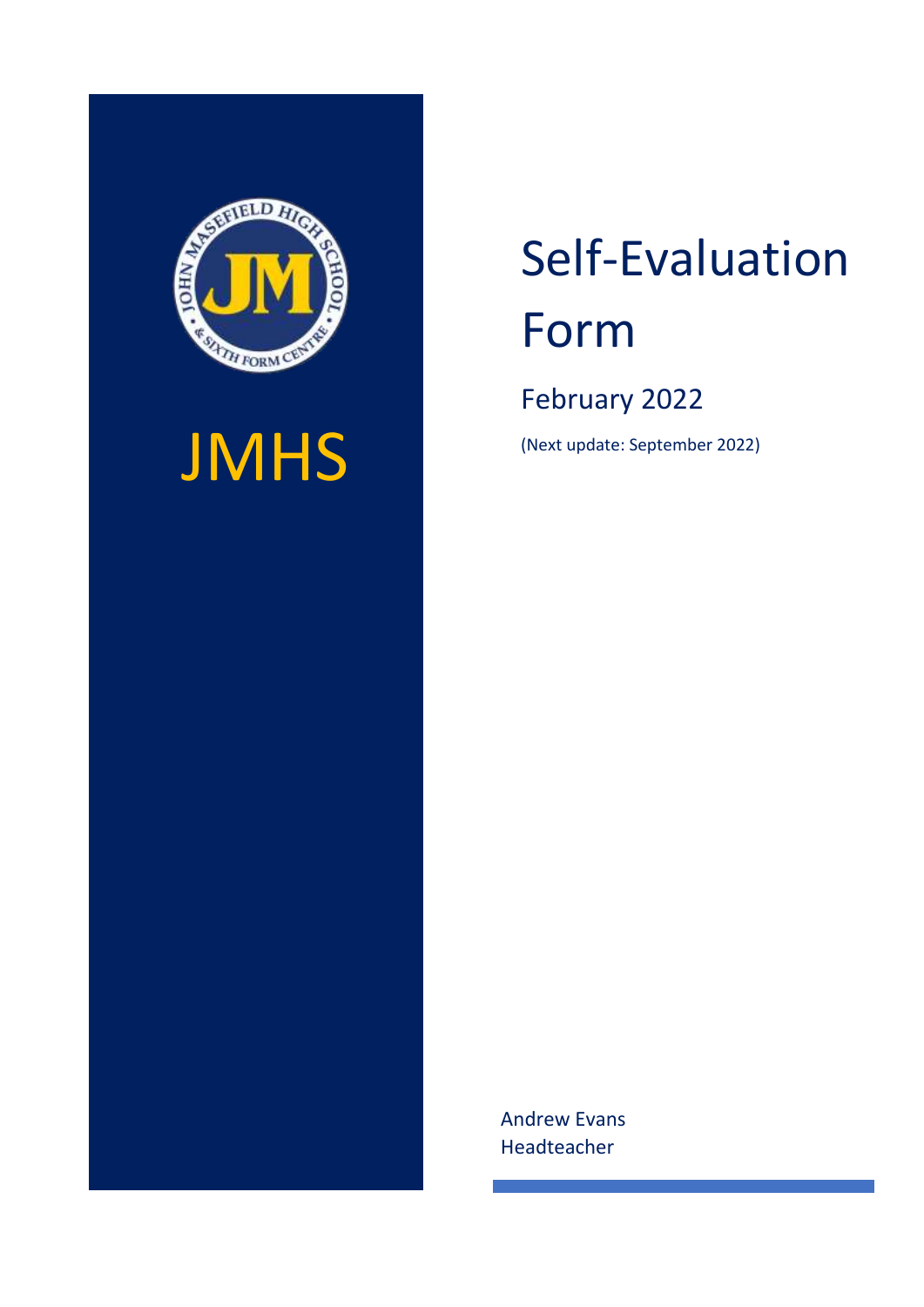JMHS

# Self-Evaluation Form

## February 2022

(Next update: September 2022)

Andrew Evans
Headteacher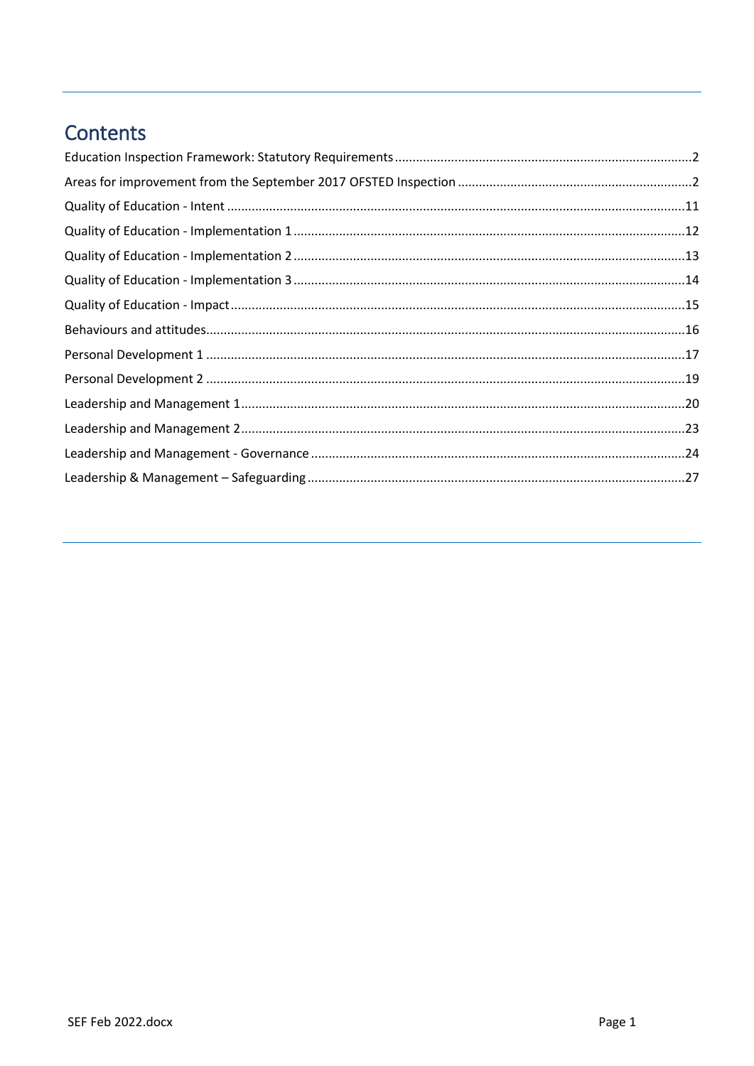# Contents

Education Inspection Framework: Statutory Requirements ....2
Areas for improvement from the September 2017 OFSTED Inspection ....2
Quality of Education - Intent ....11
Quality of Education - Implementation 1 ....12
Quality of Education - Implementation 2 ....13
Quality of Education - Implementation 3 ....14
Quality of Education - Impact ....15
Behaviours and attitudes ....16
Personal Development 1 ....17
Personal Development 2 ....19
Leadership and Management 1 ....20
Leadership and Management 2 ....23
Leadership and Management - Governance ....24
Leadership & Management – Safeguarding ....27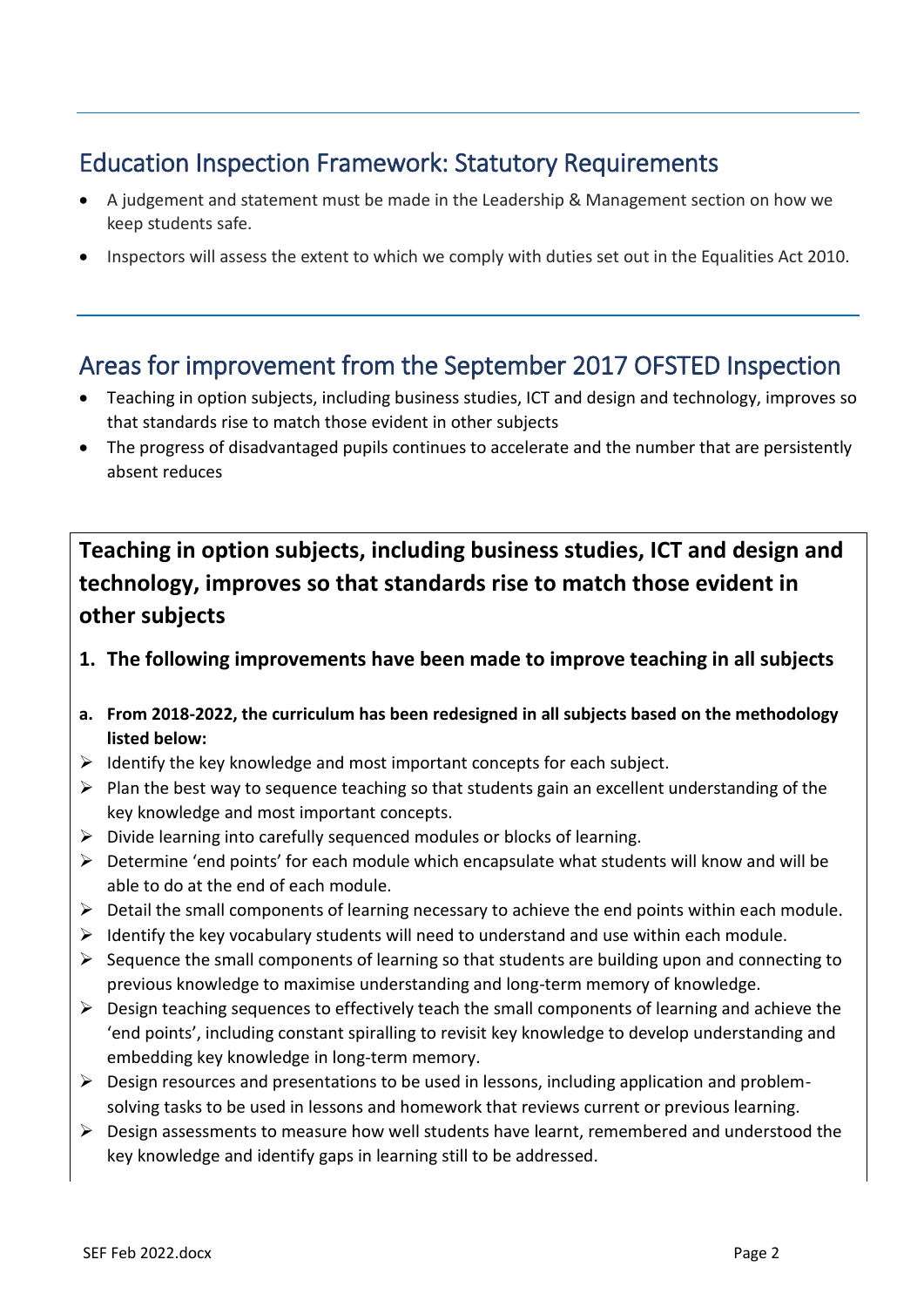## Education Inspection Framework: Statutory Requirements

- A judgement and statement must be made in the Leadership & Management section on how we keep students safe.
- Inspectors will assess the extent to which we comply with duties set out in the Equalities Act 2010.

## Areas for improvement from the September 2017 OFSTED Inspection

- Teaching in option subjects, including business studies, ICT and design and technology, improves so that standards rise to match those evident in other subjects
- The progress of disadvantaged pupils continues to accelerate and the number that are persistently absent reduces

### Teaching in option subjects, including business studies, ICT and design and technology, improves so that standards rise to match those evident in other subjects

**1. The following improvements have been made to improve teaching in all subjects**

**a. From 2018-2022, the curriculum has been redesigned in all subjects based on the methodology listed below:**

- Identify the key knowledge and most important concepts for each subject.
- Plan the best way to sequence teaching so that students gain an excellent understanding of the key knowledge and most important concepts.
- Divide learning into carefully sequenced modules or blocks of learning.
- Determine 'end points' for each module which encapsulate what students will know and will be able to do at the end of each module.
- Detail the small components of learning necessary to achieve the end points within each module.
- Identify the key vocabulary students will need to understand and use within each module.
- Sequence the small components of learning so that students are building upon and connecting to previous knowledge to maximise understanding and long-term memory of knowledge.
- Design teaching sequences to effectively teach the small components of learning and achieve the 'end points', including constant spiralling to revisit key knowledge to develop understanding and embedding key knowledge in long-term memory.
- Design resources and presentations to be used in lessons, including application and problem-solving tasks to be used in lessons and homework that reviews current or previous learning.
- Design assessments to measure how well students have learnt, remembered and understood the key knowledge and identify gaps in learning still to be addressed.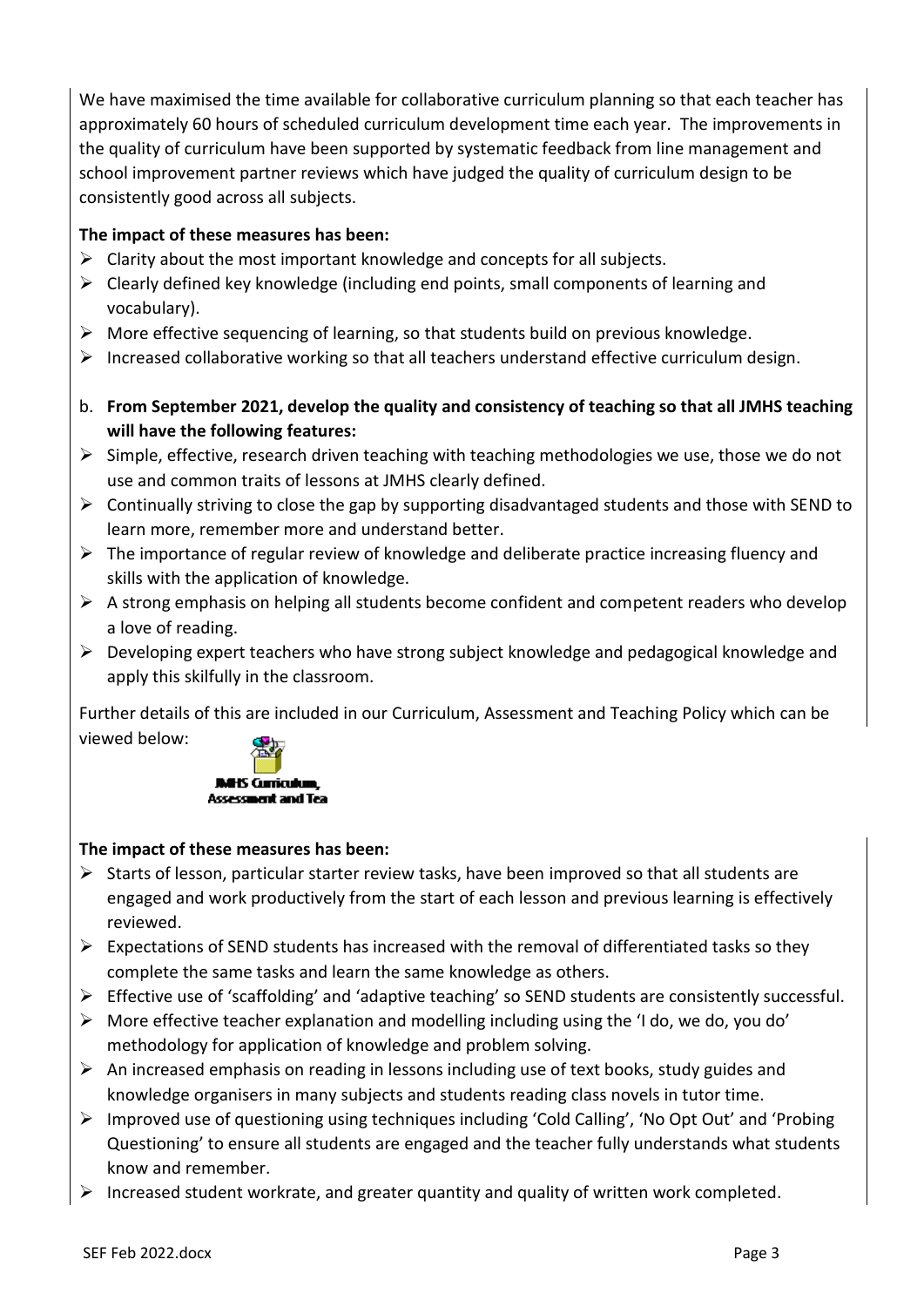We have maximised the time available for collaborative curriculum planning so that each teacher has approximately 60 hours of scheduled curriculum development time each year. The improvements in the quality of curriculum have been supported by systematic feedback from line management and school improvement partner reviews which have judged the quality of curriculum design to be consistently good across all subjects.

**The impact of these measures has been:**

- Clarity about the most important knowledge and concepts for all subjects.
- Clearly defined key knowledge (including end points, small components of learning and vocabulary).
- More effective sequencing of learning, so that students build on previous knowledge.
- Increased collaborative working so that all teachers understand effective curriculum design.

b. **From September 2021, develop the quality and consistency of teaching so that all JMHS teaching will have the following features:**

- Simple, effective, research driven teaching with teaching methodologies we use, those we do not use and common traits of lessons at JMHS clearly defined.
- Continually striving to close the gap by supporting disadvantaged students and those with SEND to learn more, remember more and understand better.
- The importance of regular review of knowledge and deliberate practice increasing fluency and skills with the application of knowledge.
- A strong emphasis on helping all students become confident and competent readers who develop a love of reading.
- Developing expert teachers who have strong subject knowledge and pedagogical knowledge and apply this skilfully in the classroom.

Further details of this are included in our Curriculum, Assessment and Teaching Policy which can be viewed below:

JMHS Curriculum, Assessment and Tea

**The impact of these measures has been:**

- Starts of lesson, particular starter review tasks, have been improved so that all students are engaged and work productively from the start of each lesson and previous learning is effectively reviewed.
- Expectations of SEND students has increased with the removal of differentiated tasks so they complete the same tasks and learn the same knowledge as others.
- Effective use of 'scaffolding' and 'adaptive teaching' so SEND students are consistently successful.
- More effective teacher explanation and modelling including using the 'I do, we do, you do' methodology for application of knowledge and problem solving.
- An increased emphasis on reading in lessons including use of text books, study guides and knowledge organisers in many subjects and students reading class novels in tutor time.
- Improved use of questioning using techniques including 'Cold Calling', 'No Opt Out' and 'Probing Questioning' to ensure all students are engaged and the teacher fully understands what students know and remember.
- Increased student workrate, and greater quantity and quality of written work completed.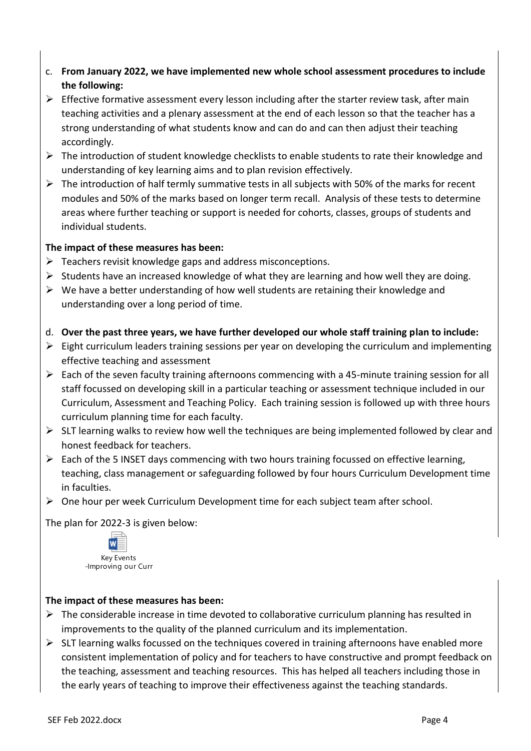c. **From January 2022, we have implemented new whole school assessment procedures to include the following:**

- Effective formative assessment every lesson including after the starter review task, after main teaching activities and a plenary assessment at the end of each lesson so that the teacher has a strong understanding of what students know and can do and can then adjust their teaching accordingly.
- The introduction of student knowledge checklists to enable students to rate their knowledge and understanding of key learning aims and to plan revision effectively.
- The introduction of half termly summative tests in all subjects with 50% of the marks for recent modules and 50% of the marks based on longer term recall. Analysis of these tests to determine areas where further teaching or support is needed for cohorts, classes, groups of students and individual students.

**The impact of these measures has been:**

- Teachers revisit knowledge gaps and address misconceptions.
- Students have an increased knowledge of what they are learning and how well they are doing.
- We have a better understanding of how well students are retaining their knowledge and understanding over a long period of time.

d. **Over the past three years, we have further developed our whole staff training plan to include:**

- Eight curriculum leaders training sessions per year on developing the curriculum and implementing effective teaching and assessment
- Each of the seven faculty training afternoons commencing with a 45-minute training session for all staff focussed on developing skill in a particular teaching or assessment technique included in our Curriculum, Assessment and Teaching Policy. Each training session is followed up with three hours curriculum planning time for each faculty.
- SLT learning walks to review how well the techniques are being implemented followed by clear and honest feedback for teachers.
- Each of the 5 INSET days commencing with two hours training focussed on effective learning, teaching, class management or safeguarding followed by four hours Curriculum Development time in faculties.
- One hour per week Curriculum Development time for each subject team after school.

The plan for 2022-3 is given below:

Key Events -Improving our Curr

**The impact of these measures has been:**

- The considerable increase in time devoted to collaborative curriculum planning has resulted in improvements to the quality of the planned curriculum and its implementation.
- SLT learning walks focussed on the techniques covered in training afternoons have enabled more consistent implementation of policy and for teachers to have constructive and prompt feedback on the teaching, assessment and teaching resources. This has helped all teachers including those in the early years of teaching to improve their effectiveness against the teaching standards.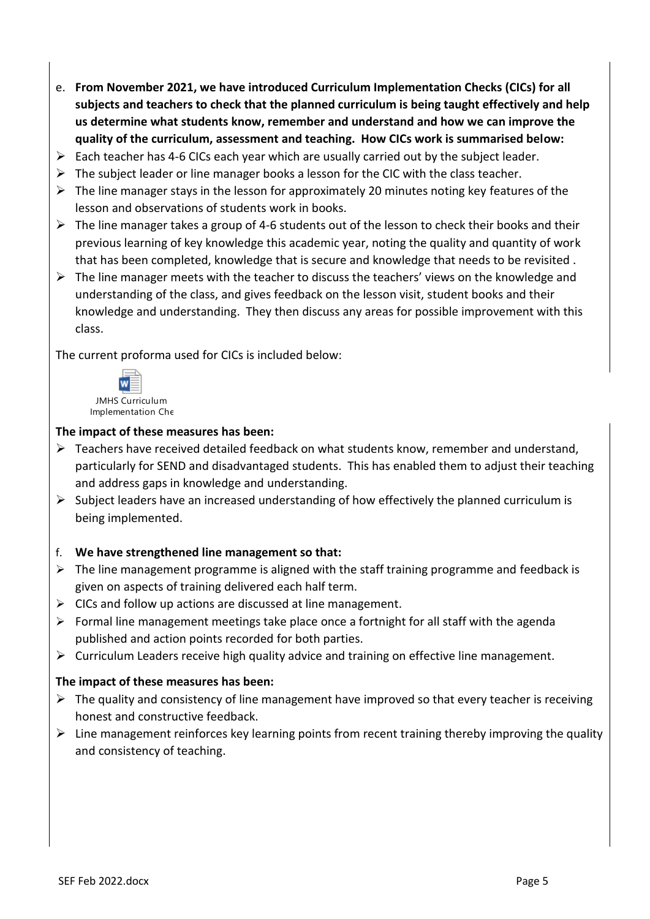e. **From November 2021, we have introduced Curriculum Implementation Checks (CICs) for all subjects and teachers to check that the planned curriculum is being taught effectively and help us determine what students know, remember and understand and how we can improve the quality of the curriculum, assessment and teaching. How CICs work is summarised below:**

- Each teacher has 4-6 CICs each year which are usually carried out by the subject leader.
- The subject leader or line manager books a lesson for the CIC with the class teacher.
- The line manager stays in the lesson for approximately 20 minutes noting key features of the lesson and observations of students work in books.
- The line manager takes a group of 4-6 students out of the lesson to check their books and their previous learning of key knowledge this academic year, noting the quality and quantity of work that has been completed, knowledge that is secure and knowledge that needs to be revisited .
- The line manager meets with the teacher to discuss the teachers' views on the knowledge and understanding of the class, and gives feedback on the lesson visit, student books and their knowledge and understanding. They then discuss any areas for possible improvement with this class.

The current proforma used for CICs is included below:

JMHS Curriculum Implementation Che

**The impact of these measures has been:**

- Teachers have received detailed feedback on what students know, remember and understand, particularly for SEND and disadvantaged students. This has enabled them to adjust their teaching and address gaps in knowledge and understanding.
- Subject leaders have an increased understanding of how effectively the planned curriculum is being implemented.

f. **We have strengthened line management so that:**

- The line management programme is aligned with the staff training programme and feedback is given on aspects of training delivered each half term.
- CICs and follow up actions are discussed at line management.
- Formal line management meetings take place once a fortnight for all staff with the agenda published and action points recorded for both parties.
- Curriculum Leaders receive high quality advice and training on effective line management.

**The impact of these measures has been:**

- The quality and consistency of line management have improved so that every teacher is receiving honest and constructive feedback.
- Line management reinforces key learning points from recent training thereby improving the quality and consistency of teaching.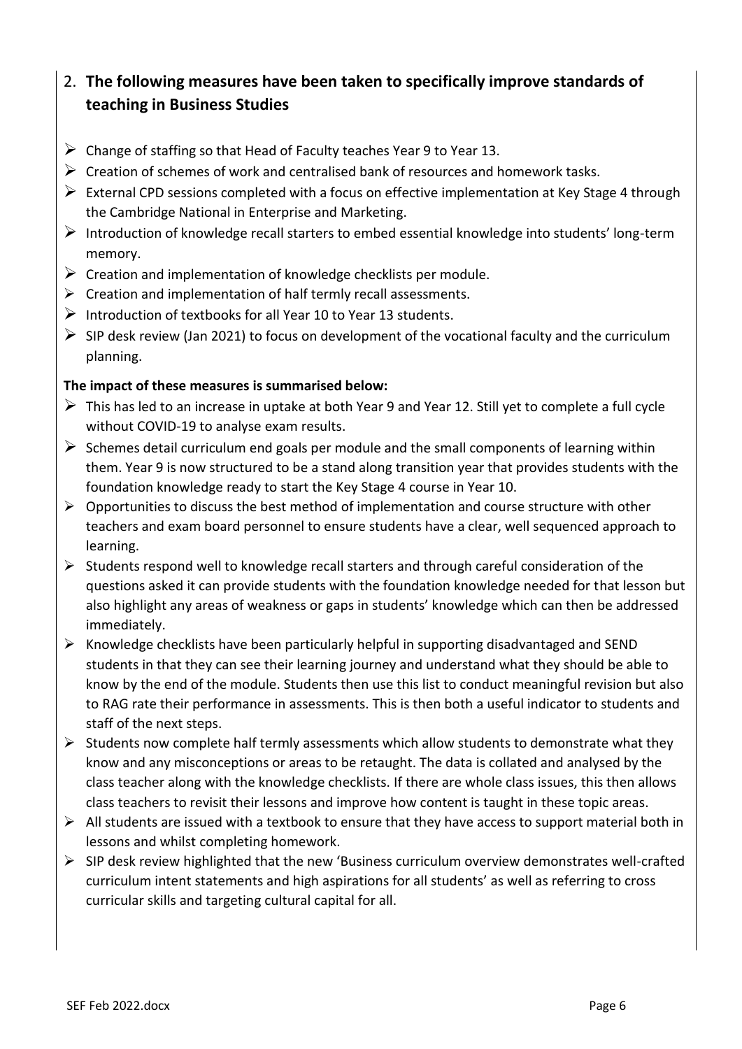## 2. **The following measures have been taken to specifically improve standards of teaching in Business Studies**

- Change of staffing so that Head of Faculty teaches Year 9 to Year 13.
- Creation of schemes of work and centralised bank of resources and homework tasks.
- External CPD sessions completed with a focus on effective implementation at Key Stage 4 through the Cambridge National in Enterprise and Marketing.
- Introduction of knowledge recall starters to embed essential knowledge into students' long-term memory.
- Creation and implementation of knowledge checklists per module.
- Creation and implementation of half termly recall assessments.
- Introduction of textbooks for all Year 10 to Year 13 students.
- SIP desk review (Jan 2021) to focus on development of the vocational faculty and the curriculum planning.

**The impact of these measures is summarised below:**

- This has led to an increase in uptake at both Year 9 and Year 12. Still yet to complete a full cycle without COVID-19 to analyse exam results.
- Schemes detail curriculum end goals per module and the small components of learning within them. Year 9 is now structured to be a stand along transition year that provides students with the foundation knowledge ready to start the Key Stage 4 course in Year 10.
- Opportunities to discuss the best method of implementation and course structure with other teachers and exam board personnel to ensure students have a clear, well sequenced approach to learning.
- Students respond well to knowledge recall starters and through careful consideration of the questions asked it can provide students with the foundation knowledge needed for that lesson but also highlight any areas of weakness or gaps in students' knowledge which can then be addressed immediately.
- Knowledge checklists have been particularly helpful in supporting disadvantaged and SEND students in that they can see their learning journey and understand what they should be able to know by the end of the module. Students then use this list to conduct meaningful revision but also to RAG rate their performance in assessments. This is then both a useful indicator to students and staff of the next steps.
- Students now complete half termly assessments which allow students to demonstrate what they know and any misconceptions or areas to be retaught. The data is collated and analysed by the class teacher along with the knowledge checklists. If there are whole class issues, this then allows class teachers to revisit their lessons and improve how content is taught in these topic areas.
- All students are issued with a textbook to ensure that they have access to support material both in lessons and whilst completing homework.
- SIP desk review highlighted that the new 'Business curriculum overview demonstrates well-crafted curriculum intent statements and high aspirations for all students' as well as referring to cross curricular skills and targeting cultural capital for all.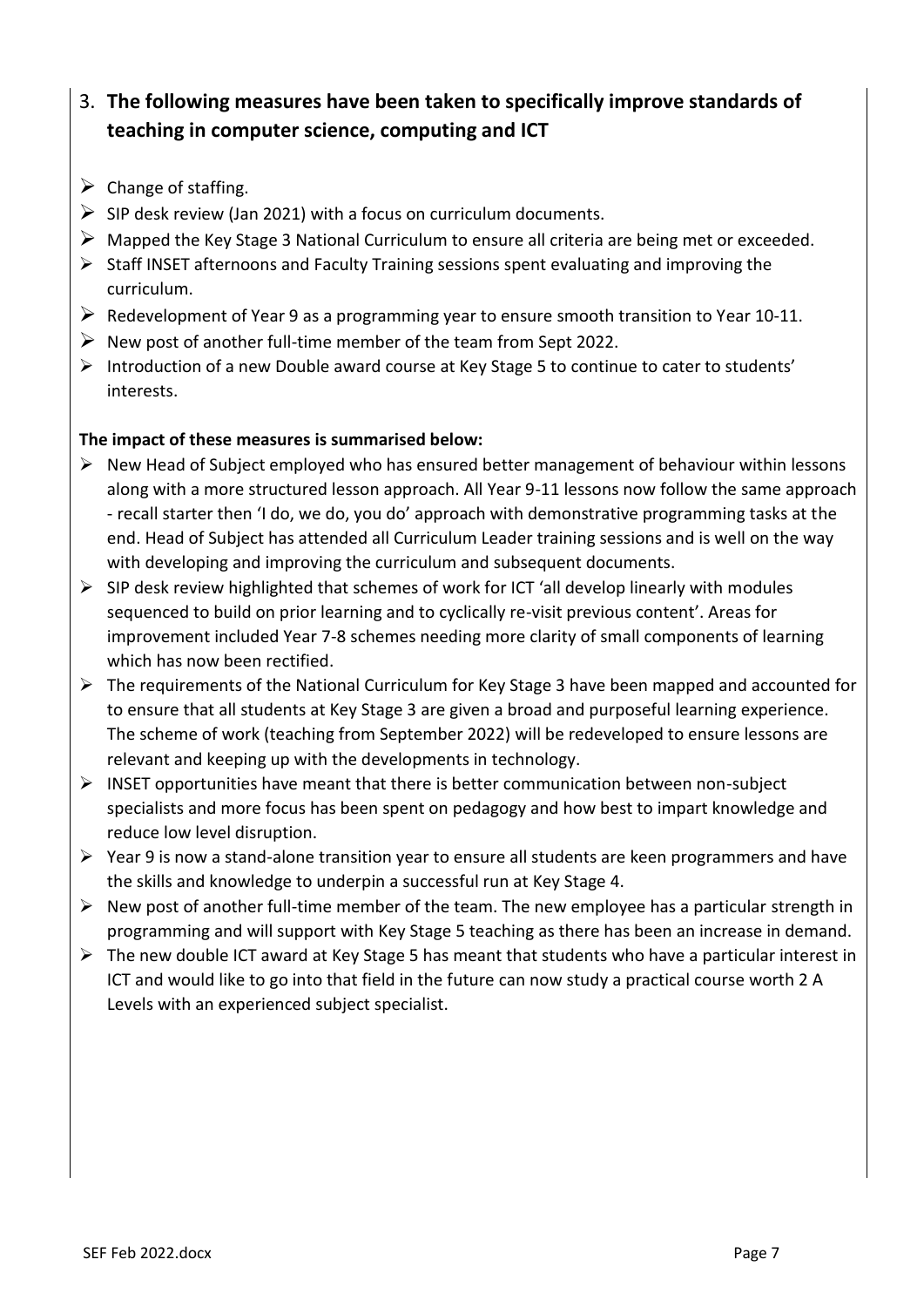3. **The following measures have been taken to specifically improve standards of teaching in computer science, computing and ICT**

- Change of staffing.
- SIP desk review (Jan 2021) with a focus on curriculum documents.
- Mapped the Key Stage 3 National Curriculum to ensure all criteria are being met or exceeded.
- Staff INSET afternoons and Faculty Training sessions spent evaluating and improving the curriculum.
- Redevelopment of Year 9 as a programming year to ensure smooth transition to Year 10-11.
- New post of another full-time member of the team from Sept 2022.
- Introduction of a new Double award course at Key Stage 5 to continue to cater to students' interests.

**The impact of these measures is summarised below:**

- New Head of Subject employed who has ensured better management of behaviour within lessons along with a more structured lesson approach. All Year 9-11 lessons now follow the same approach - recall starter then 'I do, we do, you do' approach with demonstrative programming tasks at the end. Head of Subject has attended all Curriculum Leader training sessions and is well on the way with developing and improving the curriculum and subsequent documents.
- SIP desk review highlighted that schemes of work for ICT 'all develop linearly with modules sequenced to build on prior learning and to cyclically re-visit previous content'. Areas for improvement included Year 7-8 schemes needing more clarity of small components of learning which has now been rectified.
- The requirements of the National Curriculum for Key Stage 3 have been mapped and accounted for to ensure that all students at Key Stage 3 are given a broad and purposeful learning experience. The scheme of work (teaching from September 2022) will be redeveloped to ensure lessons are relevant and keeping up with the developments in technology.
- INSET opportunities have meant that there is better communication between non-subject specialists and more focus has been spent on pedagogy and how best to impart knowledge and reduce low level disruption.
- Year 9 is now a stand-alone transition year to ensure all students are keen programmers and have the skills and knowledge to underpin a successful run at Key Stage 4.
- New post of another full-time member of the team. The new employee has a particular strength in programming and will support with Key Stage 5 teaching as there has been an increase in demand.
- The new double ICT award at Key Stage 5 has meant that students who have a particular interest in ICT and would like to go into that field in the future can now study a practical course worth 2 A Levels with an experienced subject specialist.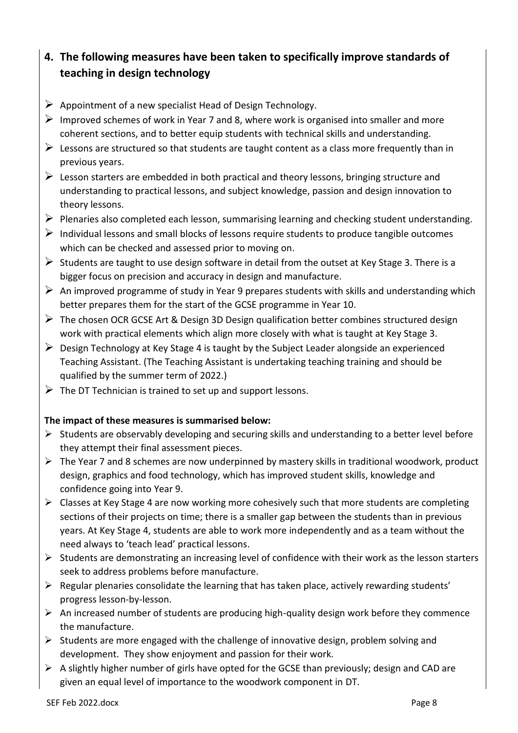## 4. The following measures have been taken to specifically improve standards of teaching in design technology

- Appointment of a new specialist Head of Design Technology.
- Improved schemes of work in Year 7 and 8, where work is organised into smaller and more coherent sections, and to better equip students with technical skills and understanding.
- Lessons are structured so that students are taught content as a class more frequently than in previous years.
- Lesson starters are embedded in both practical and theory lessons, bringing structure and understanding to practical lessons, and subject knowledge, passion and design innovation to theory lessons.
- Plenaries also completed each lesson, summarising learning and checking student understanding.
- Individual lessons and small blocks of lessons require students to produce tangible outcomes which can be checked and assessed prior to moving on.
- Students are taught to use design software in detail from the outset at Key Stage 3. There is a bigger focus on precision and accuracy in design and manufacture.
- An improved programme of study in Year 9 prepares students with skills and understanding which better prepares them for the start of the GCSE programme in Year 10.
- The chosen OCR GCSE Art & Design 3D Design qualification better combines structured design work with practical elements which align more closely with what is taught at Key Stage 3.
- Design Technology at Key Stage 4 is taught by the Subject Leader alongside an experienced Teaching Assistant. (The Teaching Assistant is undertaking teaching training and should be qualified by the summer term of 2022.)
- The DT Technician is trained to set up and support lessons.

**The impact of these measures is summarised below:**

- Students are observably developing and securing skills and understanding to a better level before they attempt their final assessment pieces.
- The Year 7 and 8 schemes are now underpinned by mastery skills in traditional woodwork, product design, graphics and food technology, which has improved student skills, knowledge and confidence going into Year 9.
- Classes at Key Stage 4 are now working more cohesively such that more students are completing sections of their projects on time; there is a smaller gap between the students than in previous years. At Key Stage 4, students are able to work more independently and as a team without the need always to 'teach lead' practical lessons.
- Students are demonstrating an increasing level of confidence with their work as the lesson starters seek to address problems before manufacture.
- Regular plenaries consolidate the learning that has taken place, actively rewarding students' progress lesson-by-lesson.
- An increased number of students are producing high-quality design work before they commence the manufacture.
- Students are more engaged with the challenge of innovative design, problem solving and development. They show enjoyment and passion for their work.
- A slightly higher number of girls have opted for the GCSE than previously; design and CAD are given an equal level of importance to the woodwork component in DT.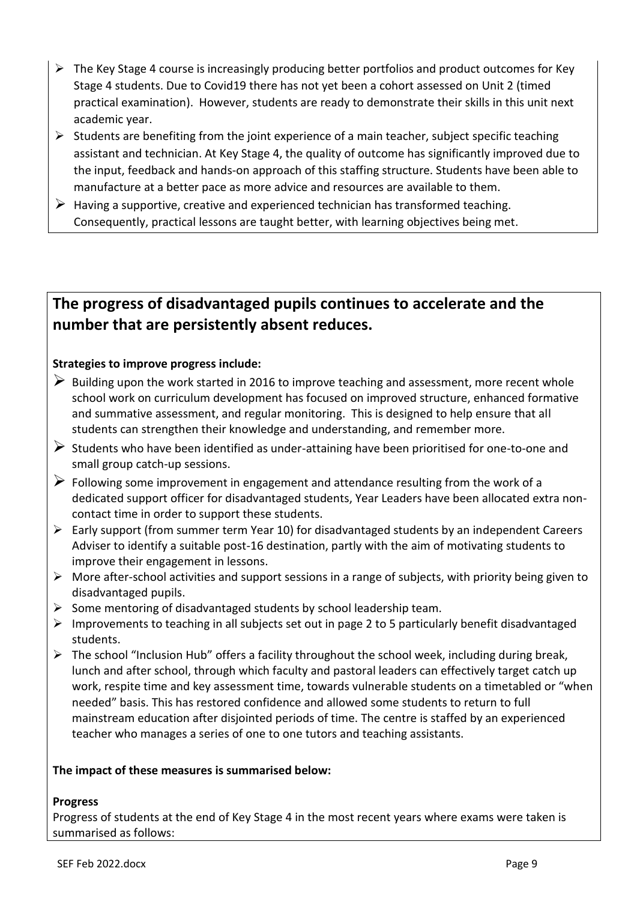- The Key Stage 4 course is increasingly producing better portfolios and product outcomes for Key Stage 4 students. Due to Covid19 there has not yet been a cohort assessed on Unit 2 (timed practical examination). However, students are ready to demonstrate their skills in this unit next academic year.
- Students are benefiting from the joint experience of a main teacher, subject specific teaching assistant and technician. At Key Stage 4, the quality of outcome has significantly improved due to the input, feedback and hands-on approach of this staffing structure. Students have been able to manufacture at a better pace as more advice and resources are available to them.
- Having a supportive, creative and experienced technician has transformed teaching. Consequently, practical lessons are taught better, with learning objectives being met.

## The progress of disadvantaged pupils continues to accelerate and the number that are persistently absent reduces.

**Strategies to improve progress include:**

- Building upon the work started in 2016 to improve teaching and assessment, more recent whole school work on curriculum development has focused on improved structure, enhanced formative and summative assessment, and regular monitoring. This is designed to help ensure that all students can strengthen their knowledge and understanding, and remember more.
- Students who have been identified as under-attaining have been prioritised for one-to-one and small group catch-up sessions.
- Following some improvement in engagement and attendance resulting from the work of a dedicated support officer for disadvantaged students, Year Leaders have been allocated extra non-contact time in order to support these students.
- Early support (from summer term Year 10) for disadvantaged students by an independent Careers Adviser to identify a suitable post-16 destination, partly with the aim of motivating students to improve their engagement in lessons.
- More after-school activities and support sessions in a range of subjects, with priority being given to disadvantaged pupils.
- Some mentoring of disadvantaged students by school leadership team.
- Improvements to teaching in all subjects set out in page 2 to 5 particularly benefit disadvantaged students.
- The school "Inclusion Hub" offers a facility throughout the school week, including during break, lunch and after school, through which faculty and pastoral leaders can effectively target catch up work, respite time and key assessment time, towards vulnerable students on a timetabled or "when needed" basis. This has restored confidence and allowed some students to return to full mainstream education after disjointed periods of time. The centre is staffed by an experienced teacher who manages a series of one to one tutors and teaching assistants.

**The impact of these measures is summarised below:**

**Progress**

Progress of students at the end of Key Stage 4 in the most recent years where exams were taken is summarised as follows: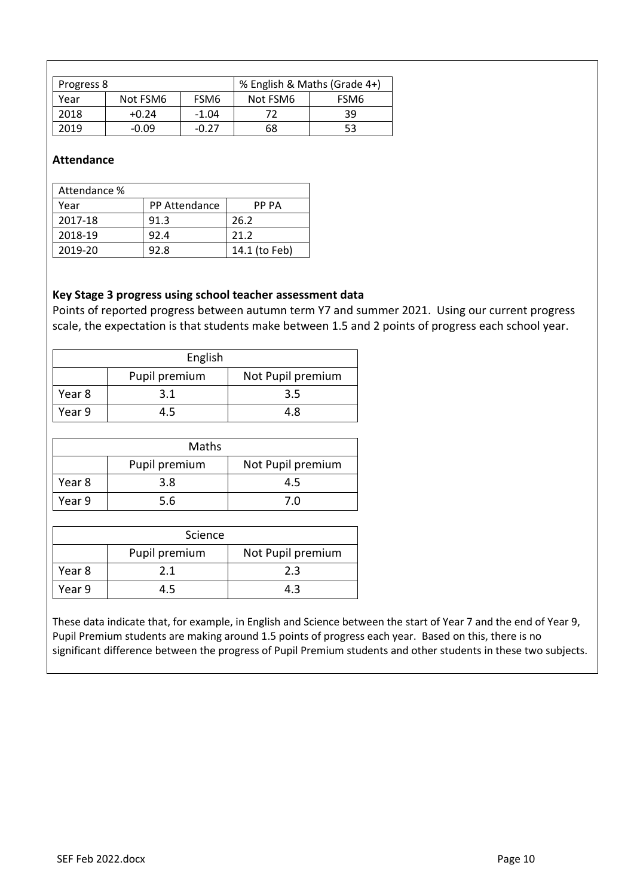| Progress 8 | | | % English & Maths (Grade 4+) | |
|---|---|---|---|---|
| Year | Not FSM6 | FSM6 | Not FSM6 | FSM6 |
| 2018 | +0.24 | -1.04 | 72 | 39 |
| 2019 | -0.09 | -0.27 | 68 | 53 |

**Attendance**

| Attendance % | | |
|---|---|---|
| Year | PP Attendance | PP PA |
| 2017-18 | 91.3 | 26.2 |
| 2018-19 | 92.4 | 21.2 |
| 2019-20 | 92.8 | 14.1 (to Feb) |

**Key Stage 3 progress using school teacher assessment data**

Points of reported progress between autumn term Y7 and summer 2021. Using our current progress scale, the expectation is that students make between 1.5 and 2 points of progress each school year.

| English | | |
|---|---|---|
| | Pupil premium | Not Pupil premium |
| Year 8 | 3.1 | 3.5 |
| Year 9 | 4.5 | 4.8 |

| Maths | | |
|---|---|---|
| | Pupil premium | Not Pupil premium |
| Year 8 | 3.8 | 4.5 |
| Year 9 | 5.6 | 7.0 |

| Science | | |
|---|---|---|
| | Pupil premium | Not Pupil premium |
| Year 8 | 2.1 | 2.3 |
| Year 9 | 4.5 | 4.3 |

These data indicate that, for example, in English and Science between the start of Year 7 and the end of Year 9, Pupil Premium students are making around 1.5 points of progress each year. Based on this, there is no significant difference between the progress of Pupil Premium students and other students in these two subjects.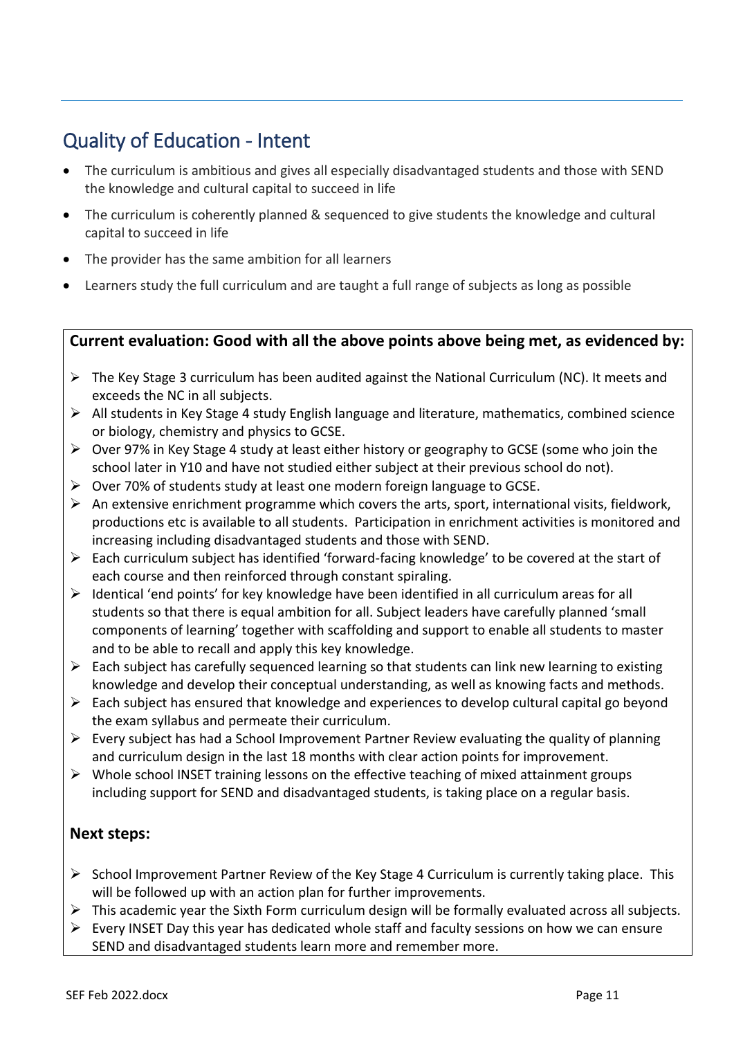## Quality of Education - Intent

- The curriculum is ambitious and gives all especially disadvantaged students and those with SEND the knowledge and cultural capital to succeed in life
- The curriculum is coherently planned & sequenced to give students the knowledge and cultural capital to succeed in life
- The provider has the same ambition for all learners
- Learners study the full curriculum and are taught a full range of subjects as long as possible

**Current evaluation: Good with all the above points above being met, as evidenced by:**

- The Key Stage 3 curriculum has been audited against the National Curriculum (NC). It meets and exceeds the NC in all subjects.
- All students in Key Stage 4 study English language and literature, mathematics, combined science or biology, chemistry and physics to GCSE.
- Over 97% in Key Stage 4 study at least either history or geography to GCSE (some who join the school later in Y10 and have not studied either subject at their previous school do not).
- Over 70% of students study at least one modern foreign language to GCSE.
- An extensive enrichment programme which covers the arts, sport, international visits, fieldwork, productions etc is available to all students. Participation in enrichment activities is monitored and increasing including disadvantaged students and those with SEND.
- Each curriculum subject has identified 'forward-facing knowledge' to be covered at the start of each course and then reinforced through constant spiraling.
- Identical 'end points' for key knowledge have been identified in all curriculum areas for all students so that there is equal ambition for all. Subject leaders have carefully planned 'small components of learning' together with scaffolding and support to enable all students to master and to be able to recall and apply this key knowledge.
- Each subject has carefully sequenced learning so that students can link new learning to existing knowledge and develop their conceptual understanding, as well as knowing facts and methods.
- Each subject has ensured that knowledge and experiences to develop cultural capital go beyond the exam syllabus and permeate their curriculum.
- Every subject has had a School Improvement Partner Review evaluating the quality of planning and curriculum design in the last 18 months with clear action points for improvement.
- Whole school INSET training lessons on the effective teaching of mixed attainment groups including support for SEND and disadvantaged students, is taking place on a regular basis.

**Next steps:**

- School Improvement Partner Review of the Key Stage 4 Curriculum is currently taking place. This will be followed up with an action plan for further improvements.
- This academic year the Sixth Form curriculum design will be formally evaluated across all subjects.
- Every INSET Day this year has dedicated whole staff and faculty sessions on how we can ensure SEND and disadvantaged students learn more and remember more.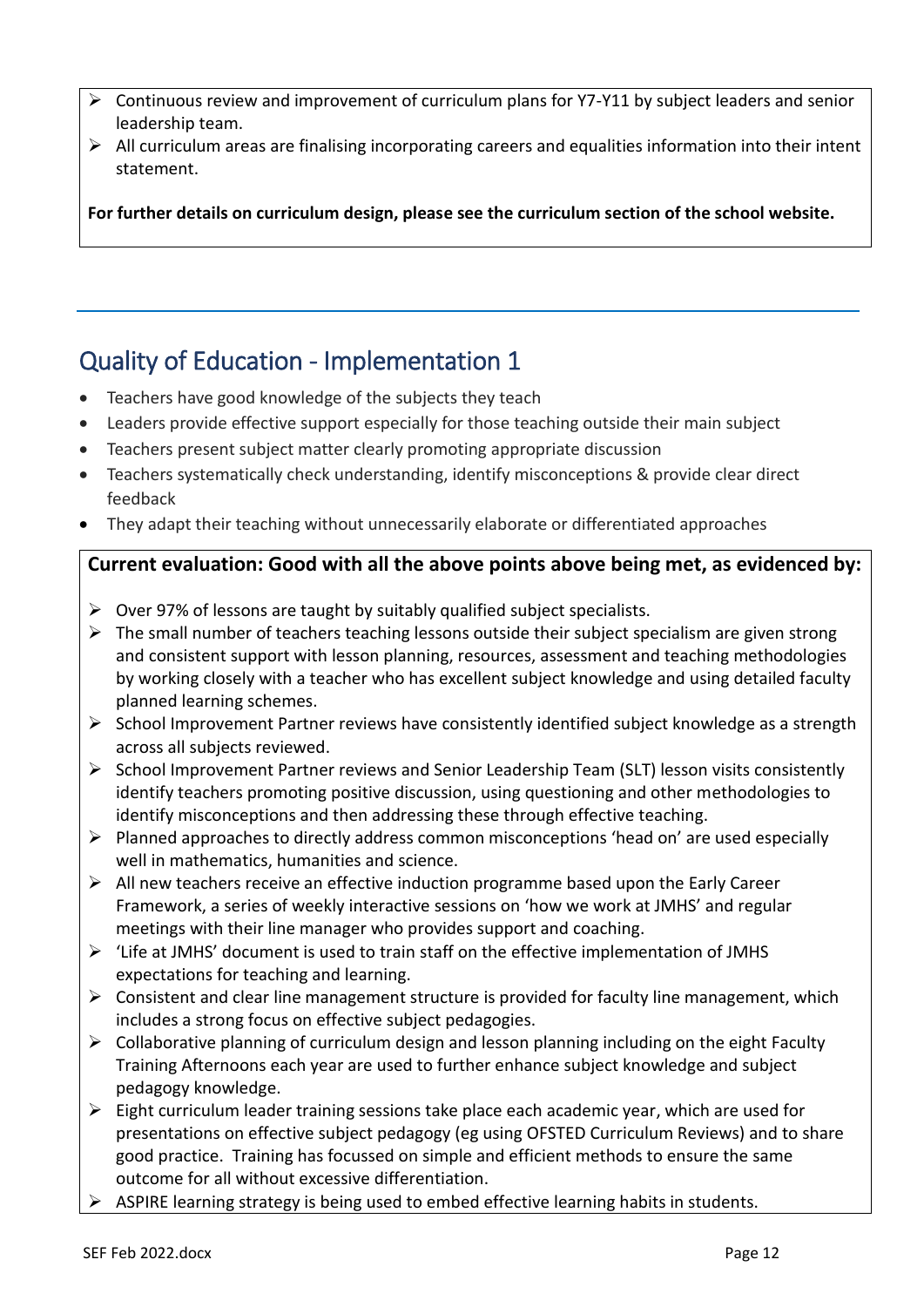- Continuous review and improvement of curriculum plans for Y7-Y11 by subject leaders and senior leadership team.
- All curriculum areas are finalising incorporating careers and equalities information into their intent statement.

**For further details on curriculum design, please see the curriculum section of the school website.**

---

## Quality of Education - Implementation 1

- Teachers have good knowledge of the subjects they teach
- Leaders provide effective support especially for those teaching outside their main subject
- Teachers present subject matter clearly promoting appropriate discussion
- Teachers systematically check understanding, identify misconceptions & provide clear direct feedback
- They adapt their teaching without unnecessarily elaborate or differentiated approaches

**Current evaluation: Good with all the above points above being met, as evidenced by:**

- Over 97% of lessons are taught by suitably qualified subject specialists.
- The small number of teachers teaching lessons outside their subject specialism are given strong and consistent support with lesson planning, resources, assessment and teaching methodologies by working closely with a teacher who has excellent subject knowledge and using detailed faculty planned learning schemes.
- School Improvement Partner reviews have consistently identified subject knowledge as a strength across all subjects reviewed.
- School Improvement Partner reviews and Senior Leadership Team (SLT) lesson visits consistently identify teachers promoting positive discussion, using questioning and other methodologies to identify misconceptions and then addressing these through effective teaching.
- Planned approaches to directly address common misconceptions 'head on' are used especially well in mathematics, humanities and science.
- All new teachers receive an effective induction programme based upon the Early Career Framework, a series of weekly interactive sessions on 'how we work at JMHS' and regular meetings with their line manager who provides support and coaching.
- 'Life at JMHS' document is used to train staff on the effective implementation of JMHS expectations for teaching and learning.
- Consistent and clear line management structure is provided for faculty line management, which includes a strong focus on effective subject pedagogies.
- Collaborative planning of curriculum design and lesson planning including on the eight Faculty Training Afternoons each year are used to further enhance subject knowledge and subject pedagogy knowledge.
- Eight curriculum leader training sessions take place each academic year, which are used for presentations on effective subject pedagogy (eg using OFSTED Curriculum Reviews) and to share good practice. Training has focussed on simple and efficient methods to ensure the same outcome for all without excessive differentiation.
- ASPIRE learning strategy is being used to embed effective learning habits in students.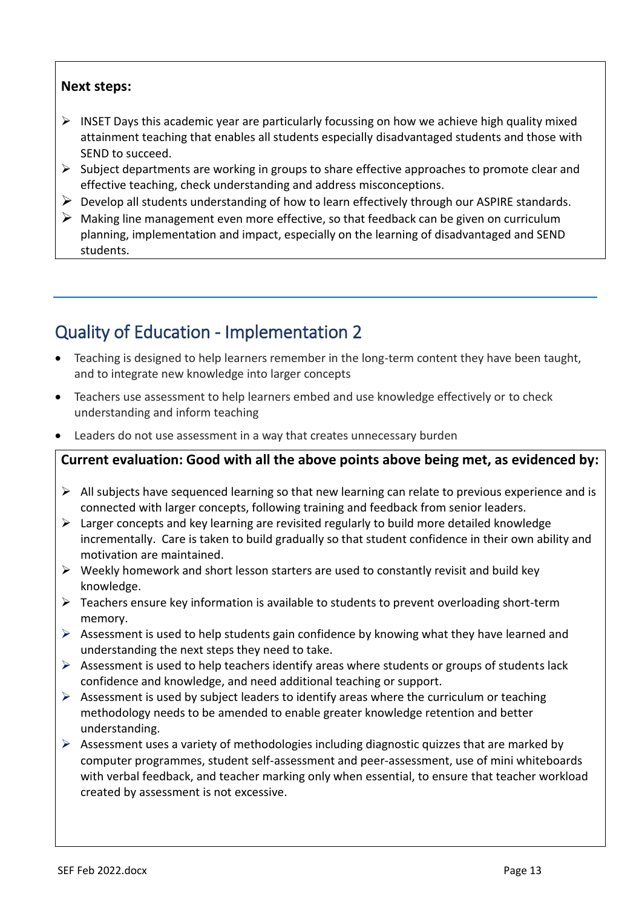**Next steps:**

- INSET Days this academic year are particularly focussing on how we achieve high quality mixed attainment teaching that enables all students especially disadvantaged students and those with SEND to succeed.
- Subject departments are working in groups to share effective approaches to promote clear and effective teaching, check understanding and address misconceptions.
- Develop all students understanding of how to learn effectively through our ASPIRE standards.
- Making line management even more effective, so that feedback can be given on curriculum planning, implementation and impact, especially on the learning of disadvantaged and SEND students.

---

## Quality of Education - Implementation 2

- Teaching is designed to help learners remember in the long-term content they have been taught, and to integrate new knowledge into larger concepts
- Teachers use assessment to help learners embed and use knowledge effectively or to check understanding and inform teaching
- Leaders do not use assessment in a way that creates unnecessary burden

**Current evaluation: Good with all the above points above being met, as evidenced by:**

- All subjects have sequenced learning so that new learning can relate to previous experience and is connected with larger concepts, following training and feedback from senior leaders.
- Larger concepts and key learning are revisited regularly to build more detailed knowledge incrementally. Care is taken to build gradually so that student confidence in their own ability and motivation are maintained.
- Weekly homework and short lesson starters are used to constantly revisit and build key knowledge.
- Teachers ensure key information is available to students to prevent overloading short-term memory.
- Assessment is used to help students gain confidence by knowing what they have learned and understanding the next steps they need to take.
- Assessment is used to help teachers identify areas where students or groups of students lack confidence and knowledge, and need additional teaching or support.
- Assessment is used by subject leaders to identify areas where the curriculum or teaching methodology needs to be amended to enable greater knowledge retention and better understanding.
- Assessment uses a variety of methodologies including diagnostic quizzes that are marked by computer programmes, student self-assessment and peer-assessment, use of mini whiteboards with verbal feedback, and teacher marking only when essential, to ensure that teacher workload created by assessment is not excessive.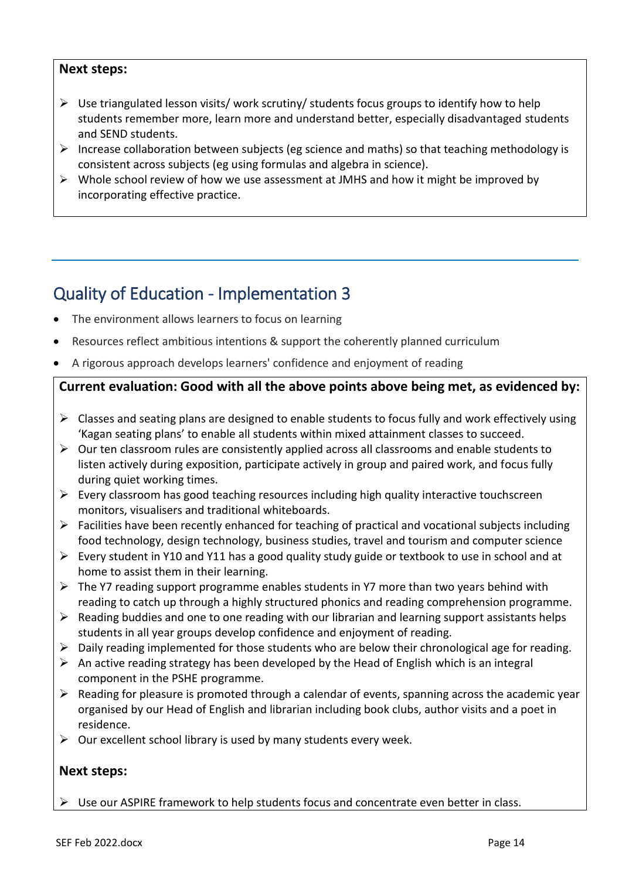**Next steps:**

- Use triangulated lesson visits/ work scrutiny/ students focus groups to identify how to help students remember more, learn more and understand better, especially disadvantaged students and SEND students.
- Increase collaboration between subjects (eg science and maths) so that teaching methodology is consistent across subjects (eg using formulas and algebra in science).
- Whole school review of how we use assessment at JMHS and how it might be improved by incorporating effective practice.

## Quality of Education - Implementation 3

- The environment allows learners to focus on learning
- Resources reflect ambitious intentions & support the coherently planned curriculum
- A rigorous approach develops learners' confidence and enjoyment of reading

**Current evaluation: Good with all the above points above being met, as evidenced by:**

- Classes and seating plans are designed to enable students to focus fully and work effectively using 'Kagan seating plans' to enable all students within mixed attainment classes to succeed.
- Our ten classroom rules are consistently applied across all classrooms and enable students to listen actively during exposition, participate actively in group and paired work, and focus fully during quiet working times.
- Every classroom has good teaching resources including high quality interactive touchscreen monitors, visualisers and traditional whiteboards.
- Facilities have been recently enhanced for teaching of practical and vocational subjects including food technology, design technology, business studies, travel and tourism and computer science
- Every student in Y10 and Y11 has a good quality study guide or textbook to use in school and at home to assist them in their learning.
- The Y7 reading support programme enables students in Y7 more than two years behind with reading to catch up through a highly structured phonics and reading comprehension programme.
- Reading buddies and one to one reading with our librarian and learning support assistants helps students in all year groups develop confidence and enjoyment of reading.
- Daily reading implemented for those students who are below their chronological age for reading.
- An active reading strategy has been developed by the Head of English which is an integral component in the PSHE programme.
- Reading for pleasure is promoted through a calendar of events, spanning across the academic year organised by our Head of English and librarian including book clubs, author visits and a poet in residence.
- Our excellent school library is used by many students every week.

**Next steps:**

- Use our ASPIRE framework to help students focus and concentrate even better in class.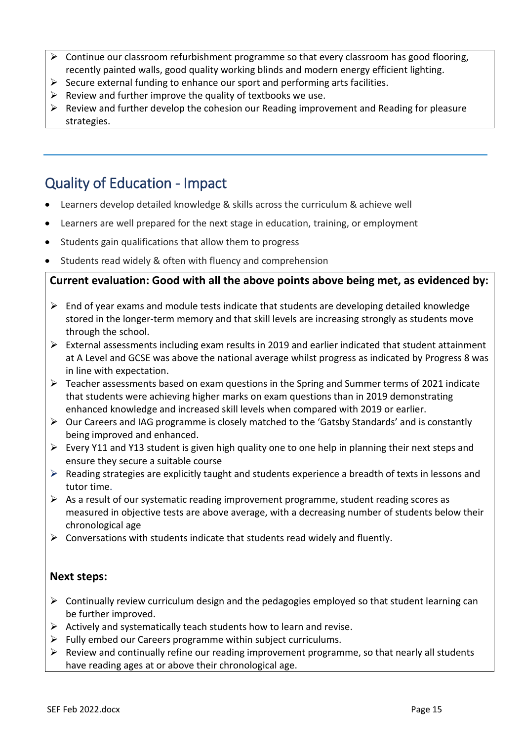- Continue our classroom refurbishment programme so that every classroom has good flooring, recently painted walls, good quality working blinds and modern energy efficient lighting.
- Secure external funding to enhance our sport and performing arts facilities.
- Review and further improve the quality of textbooks we use.
- Review and further develop the cohesion our Reading improvement and Reading for pleasure strategies.

---

## Quality of Education - Impact

- Learners develop detailed knowledge & skills across the curriculum & achieve well
- Learners are well prepared for the next stage in education, training, or employment
- Students gain qualifications that allow them to progress
- Students read widely & often with fluency and comprehension

**Current evaluation: Good with all the above points above being met, as evidenced by:**

- End of year exams and module tests indicate that students are developing detailed knowledge stored in the longer-term memory and that skill levels are increasing strongly as students move through the school.
- External assessments including exam results in 2019 and earlier indicated that student attainment at A Level and GCSE was above the national average whilst progress as indicated by Progress 8 was in line with expectation.
- Teacher assessments based on exam questions in the Spring and Summer terms of 2021 indicate that students were achieving higher marks on exam questions than in 2019 demonstrating enhanced knowledge and increased skill levels when compared with 2019 or earlier.
- Our Careers and IAG programme is closely matched to the 'Gatsby Standards' and is constantly being improved and enhanced.
- Every Y11 and Y13 student is given high quality one to one help in planning their next steps and ensure they secure a suitable course
- Reading strategies are explicitly taught and students experience a breadth of texts in lessons and tutor time.
- As a result of our systematic reading improvement programme, student reading scores as measured in objective tests are above average, with a decreasing number of students below their chronological age
- Conversations with students indicate that students read widely and fluently.

**Next steps:**

- Continually review curriculum design and the pedagogies employed so that student learning can be further improved.
- Actively and systematically teach students how to learn and revise.
- Fully embed our Careers programme within subject curriculums.
- Review and continually refine our reading improvement programme, so that nearly all students have reading ages at or above their chronological age.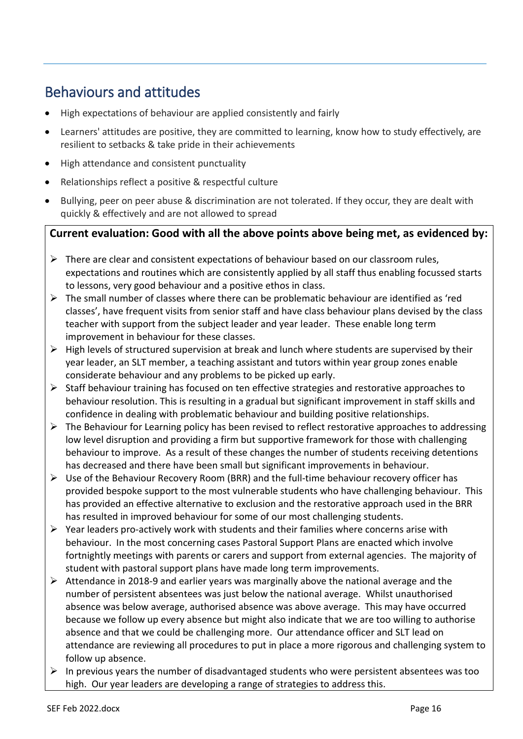## Behaviours and attitudes

- High expectations of behaviour are applied consistently and fairly
- Learners' attitudes are positive, they are committed to learning, know how to study effectively, are resilient to setbacks & take pride in their achievements
- High attendance and consistent punctuality
- Relationships reflect a positive & respectful culture
- Bullying, peer on peer abuse & discrimination are not tolerated. If they occur, they are dealt with quickly & effectively and are not allowed to spread

**Current evaluation: Good with all the above points above being met, as evidenced by:**

- There are clear and consistent expectations of behaviour based on our classroom rules, expectations and routines which are consistently applied by all staff thus enabling focussed starts to lessons, very good behaviour and a positive ethos in class.
- The small number of classes where there can be problematic behaviour are identified as 'red classes', have frequent visits from senior staff and have class behaviour plans devised by the class teacher with support from the subject leader and year leader. These enable long term improvement in behaviour for these classes.
- High levels of structured supervision at break and lunch where students are supervised by their year leader, an SLT member, a teaching assistant and tutors within year group zones enable considerate behaviour and any problems to be picked up early.
- Staff behaviour training has focused on ten effective strategies and restorative approaches to behaviour resolution. This is resulting in a gradual but significant improvement in staff skills and confidence in dealing with problematic behaviour and building positive relationships.
- The Behaviour for Learning policy has been revised to reflect restorative approaches to addressing low level disruption and providing a firm but supportive framework for those with challenging behaviour to improve. As a result of these changes the number of students receiving detentions has decreased and there have been small but significant improvements in behaviour.
- Use of the Behaviour Recovery Room (BRR) and the full-time behaviour recovery officer has provided bespoke support to the most vulnerable students who have challenging behaviour. This has provided an effective alternative to exclusion and the restorative approach used in the BRR has resulted in improved behaviour for some of our most challenging students.
- Year leaders pro-actively work with students and their families where concerns arise with behaviour. In the most concerning cases Pastoral Support Plans are enacted which involve fortnightly meetings with parents or carers and support from external agencies. The majority of student with pastoral support plans have made long term improvements.
- Attendance in 2018-9 and earlier years was marginally above the national average and the number of persistent absentees was just below the national average. Whilst unauthorised absence was below average, authorised absence was above average. This may have occurred because we follow up every absence but might also indicate that we are too willing to authorise absence and that we could be challenging more. Our attendance officer and SLT lead on attendance are reviewing all procedures to put in place a more rigorous and challenging system to follow up absence.
- In previous years the number of disadvantaged students who were persistent absentees was too high. Our year leaders are developing a range of strategies to address this.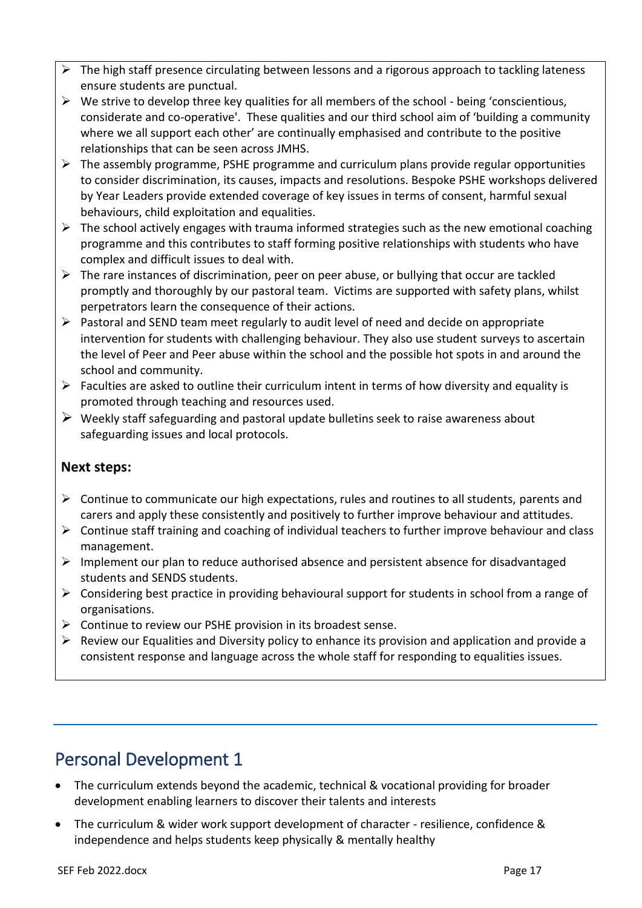- The high staff presence circulating between lessons and a rigorous approach to tackling lateness ensure students are punctual.
- We strive to develop three key qualities for all members of the school - being 'conscientious, considerate and co-operative'. These qualities and our third school aim of 'building a community where we all support each other' are continually emphasised and contribute to the positive relationships that can be seen across JMHS.
- The assembly programme, PSHE programme and curriculum plans provide regular opportunities to consider discrimination, its causes, impacts and resolutions. Bespoke PSHE workshops delivered by Year Leaders provide extended coverage of key issues in terms of consent, harmful sexual behaviours, child exploitation and equalities.
- The school actively engages with trauma informed strategies such as the new emotional coaching programme and this contributes to staff forming positive relationships with students who have complex and difficult issues to deal with.
- The rare instances of discrimination, peer on peer abuse, or bullying that occur are tackled promptly and thoroughly by our pastoral team. Victims are supported with safety plans, whilst perpetrators learn the consequence of their actions.
- Pastoral and SEND team meet regularly to audit level of need and decide on appropriate intervention for students with challenging behaviour. They also use student surveys to ascertain the level of Peer and Peer abuse within the school and the possible hot spots in and around the school and community.
- Faculties are asked to outline their curriculum intent in terms of how diversity and equality is promoted through teaching and resources used.
- Weekly staff safeguarding and pastoral update bulletins seek to raise awareness about safeguarding issues and local protocols.

**Next steps:**

- Continue to communicate our high expectations, rules and routines to all students, parents and carers and apply these consistently and positively to further improve behaviour and attitudes.
- Continue staff training and coaching of individual teachers to further improve behaviour and class management.
- Implement our plan to reduce authorised absence and persistent absence for disadvantaged students and SENDS students.
- Considering best practice in providing behavioural support for students in school from a range of organisations.
- Continue to review our PSHE provision in its broadest sense.
- Review our Equalities and Diversity policy to enhance its provision and application and provide a consistent response and language across the whole staff for responding to equalities issues.

## Personal Development 1

- The curriculum extends beyond the academic, technical & vocational providing for broader development enabling learners to discover their talents and interests
- The curriculum & wider work support development of character - resilience, confidence & independence and helps students keep physically & mentally healthy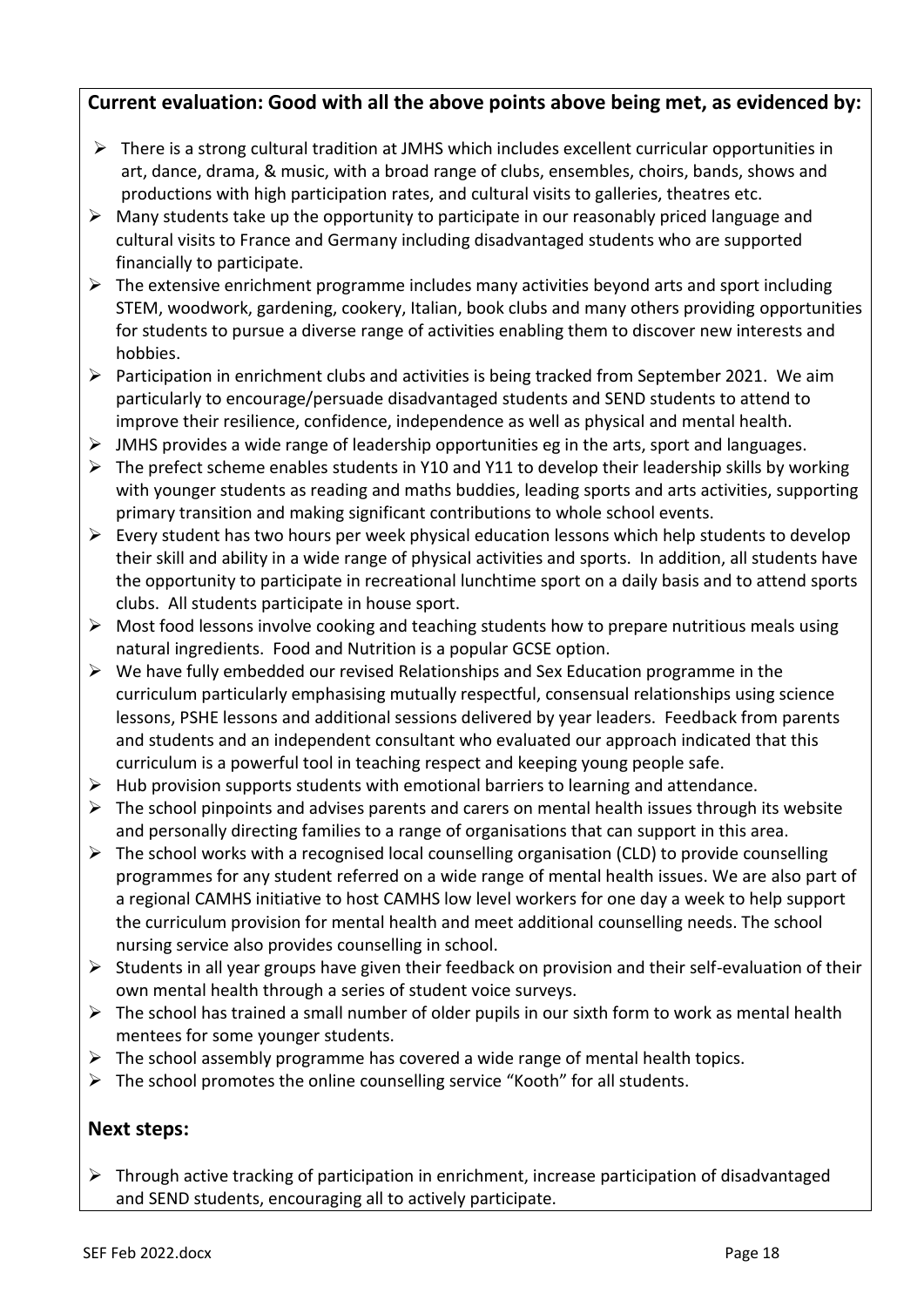## Current evaluation: Good with all the above points above being met, as evidenced by:

- There is a strong cultural tradition at JMHS which includes excellent curricular opportunities in art, dance, drama, & music, with a broad range of clubs, ensembles, choirs, bands, shows and productions with high participation rates, and cultural visits to galleries, theatres etc.
- Many students take up the opportunity to participate in our reasonably priced language and cultural visits to France and Germany including disadvantaged students who are supported financially to participate.
- The extensive enrichment programme includes many activities beyond arts and sport including STEM, woodwork, gardening, cookery, Italian, book clubs and many others providing opportunities for students to pursue a diverse range of activities enabling them to discover new interests and hobbies.
- Participation in enrichment clubs and activities is being tracked from September 2021. We aim particularly to encourage/persuade disadvantaged students and SEND students to attend to improve their resilience, confidence, independence as well as physical and mental health.
- JMHS provides a wide range of leadership opportunities eg in the arts, sport and languages.
- The prefect scheme enables students in Y10 and Y11 to develop their leadership skills by working with younger students as reading and maths buddies, leading sports and arts activities, supporting primary transition and making significant contributions to whole school events.
- Every student has two hours per week physical education lessons which help students to develop their skill and ability in a wide range of physical activities and sports. In addition, all students have the opportunity to participate in recreational lunchtime sport on a daily basis and to attend sports clubs. All students participate in house sport.
- Most food lessons involve cooking and teaching students how to prepare nutritious meals using natural ingredients. Food and Nutrition is a popular GCSE option.
- We have fully embedded our revised Relationships and Sex Education programme in the curriculum particularly emphasising mutually respectful, consensual relationships using science lessons, PSHE lessons and additional sessions delivered by year leaders. Feedback from parents and students and an independent consultant who evaluated our approach indicated that this curriculum is a powerful tool in teaching respect and keeping young people safe.
- Hub provision supports students with emotional barriers to learning and attendance.
- The school pinpoints and advises parents and carers on mental health issues through its website and personally directing families to a range of organisations that can support in this area.
- The school works with a recognised local counselling organisation (CLD) to provide counselling programmes for any student referred on a wide range of mental health issues. We are also part of a regional CAMHS initiative to host CAMHS low level workers for one day a week to help support the curriculum provision for mental health and meet additional counselling needs. The school nursing service also provides counselling in school.
- Students in all year groups have given their feedback on provision and their self-evaluation of their own mental health through a series of student voice surveys.
- The school has trained a small number of older pupils in our sixth form to work as mental health mentees for some younger students.
- The school assembly programme has covered a wide range of mental health topics.
- The school promotes the online counselling service "Kooth" for all students.

## Next steps:

- Through active tracking of participation in enrichment, increase participation of disadvantaged and SEND students, encouraging all to actively participate.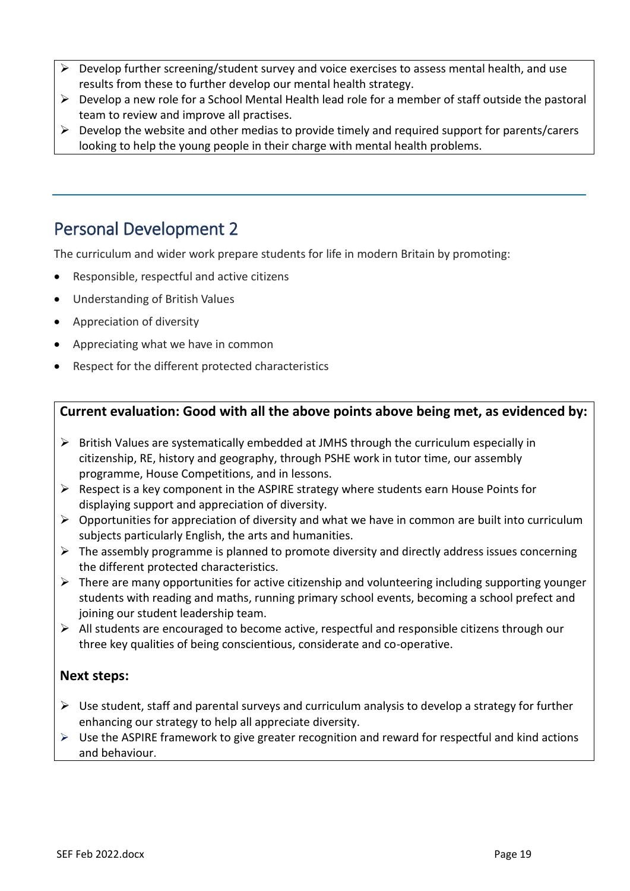- Develop further screening/student survey and voice exercises to assess mental health, and use results from these to further develop our mental health strategy.
- Develop a new role for a School Mental Health lead role for a member of staff outside the pastoral team to review and improve all practises.
- Develop the website and other medias to provide timely and required support for parents/carers looking to help the young people in their charge with mental health problems.

---

## Personal Development 2

The curriculum and wider work prepare students for life in modern Britain by promoting:

- Responsible, respectful and active citizens
- Understanding of British Values
- Appreciation of diversity
- Appreciating what we have in common
- Respect for the different protected characteristics

**Current evaluation: Good with all the above points above being met, as evidenced by:**

- British Values are systematically embedded at JMHS through the curriculum especially in citizenship, RE, history and geography, through PSHE work in tutor time, our assembly programme, House Competitions, and in lessons.
- Respect is a key component in the ASPIRE strategy where students earn House Points for displaying support and appreciation of diversity.
- Opportunities for appreciation of diversity and what we have in common are built into curriculum subjects particularly English, the arts and humanities.
- The assembly programme is planned to promote diversity and directly address issues concerning the different protected characteristics.
- There are many opportunities for active citizenship and volunteering including supporting younger students with reading and maths, running primary school events, becoming a school prefect and joining our student leadership team.
- All students are encouraged to become active, respectful and responsible citizens through our three key qualities of being conscientious, considerate and co-operative.

**Next steps:**

- Use student, staff and parental surveys and curriculum analysis to develop a strategy for further enhancing our strategy to help all appreciate diversity.
- Use the ASPIRE framework to give greater recognition and reward for respectful and kind actions and behaviour.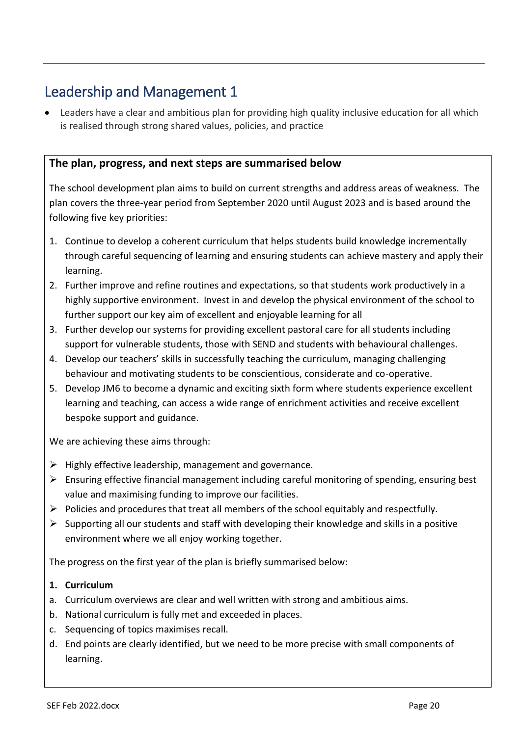## Leadership and Management 1

- Leaders have a clear and ambitious plan for providing high quality inclusive education for all which is realised through strong shared values, policies, and practice

**The plan, progress, and next steps are summarised below**

The school development plan aims to build on current strengths and address areas of weakness. The plan covers the three-year period from September 2020 until August 2023 and is based around the following five key priorities:

1. Continue to develop a coherent curriculum that helps students build knowledge incrementally through careful sequencing of learning and ensuring students can achieve mastery and apply their learning.
2. Further improve and refine routines and expectations, so that students work productively in a highly supportive environment. Invest in and develop the physical environment of the school to further support our key aim of excellent and enjoyable learning for all
3. Further develop our systems for providing excellent pastoral care for all students including support for vulnerable students, those with SEND and students with behavioural challenges.
4. Develop our teachers' skills in successfully teaching the curriculum, managing challenging behaviour and motivating students to be conscientious, considerate and co-operative.
5. Develop JM6 to become a dynamic and exciting sixth form where students experience excellent learning and teaching, can access a wide range of enrichment activities and receive excellent bespoke support and guidance.

We are achieving these aims through:

- Highly effective leadership, management and governance.
- Ensuring effective financial management including careful monitoring of spending, ensuring best value and maximising funding to improve our facilities.
- Policies and procedures that treat all members of the school equitably and respectfully.
- Supporting all our students and staff with developing their knowledge and skills in a positive environment where we all enjoy working together.

The progress on the first year of the plan is briefly summarised below:

**1. Curriculum**

a. Curriculum overviews are clear and well written with strong and ambitious aims.
b. National curriculum is fully met and exceeded in places.
c. Sequencing of topics maximises recall.
d. End points are clearly identified, but we need to be more precise with small components of learning.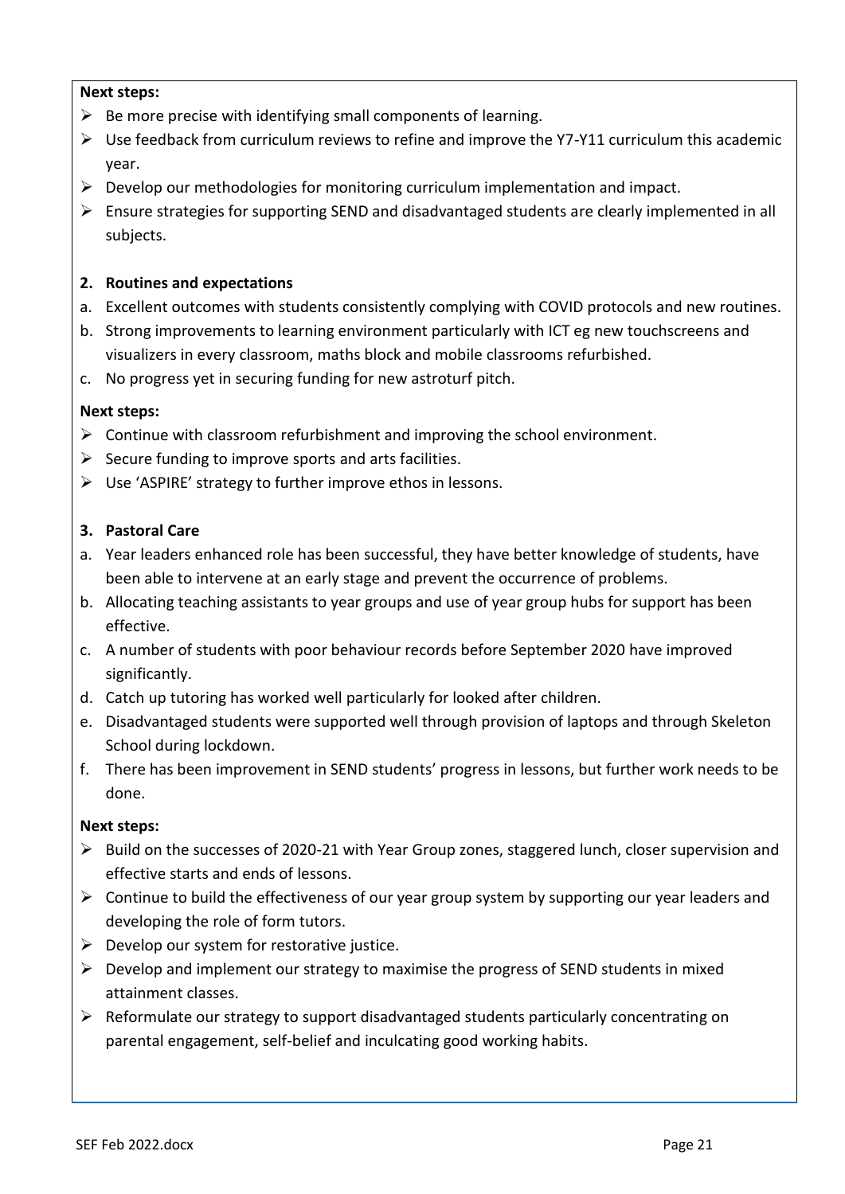**Next steps:**

- Be more precise with identifying small components of learning.
- Use feedback from curriculum reviews to refine and improve the Y7-Y11 curriculum this academic year.
- Develop our methodologies for monitoring curriculum implementation and impact.
- Ensure strategies for supporting SEND and disadvantaged students are clearly implemented in all subjects.

**2. Routines and expectations**

a. Excellent outcomes with students consistently complying with COVID protocols and new routines.
b. Strong improvements to learning environment particularly with ICT eg new touchscreens and visualizers in every classroom, maths block and mobile classrooms refurbished.
c. No progress yet in securing funding for new astroturf pitch.

**Next steps:**

- Continue with classroom refurbishment and improving the school environment.
- Secure funding to improve sports and arts facilities.
- Use 'ASPIRE' strategy to further improve ethos in lessons.

**3. Pastoral Care**

a. Year leaders enhanced role has been successful, they have better knowledge of students, have been able to intervene at an early stage and prevent the occurrence of problems.
b. Allocating teaching assistants to year groups and use of year group hubs for support has been effective.
c. A number of students with poor behaviour records before September 2020 have improved significantly.
d. Catch up tutoring has worked well particularly for looked after children.
e. Disadvantaged students were supported well through provision of laptops and through Skeleton School during lockdown.
f. There has been improvement in SEND students' progress in lessons, but further work needs to be done.

**Next steps:**

- Build on the successes of 2020-21 with Year Group zones, staggered lunch, closer supervision and effective starts and ends of lessons.
- Continue to build the effectiveness of our year group system by supporting our year leaders and developing the role of form tutors.
- Develop our system for restorative justice.
- Develop and implement our strategy to maximise the progress of SEND students in mixed attainment classes.
- Reformulate our strategy to support disadvantaged students particularly concentrating on parental engagement, self-belief and inculcating good working habits.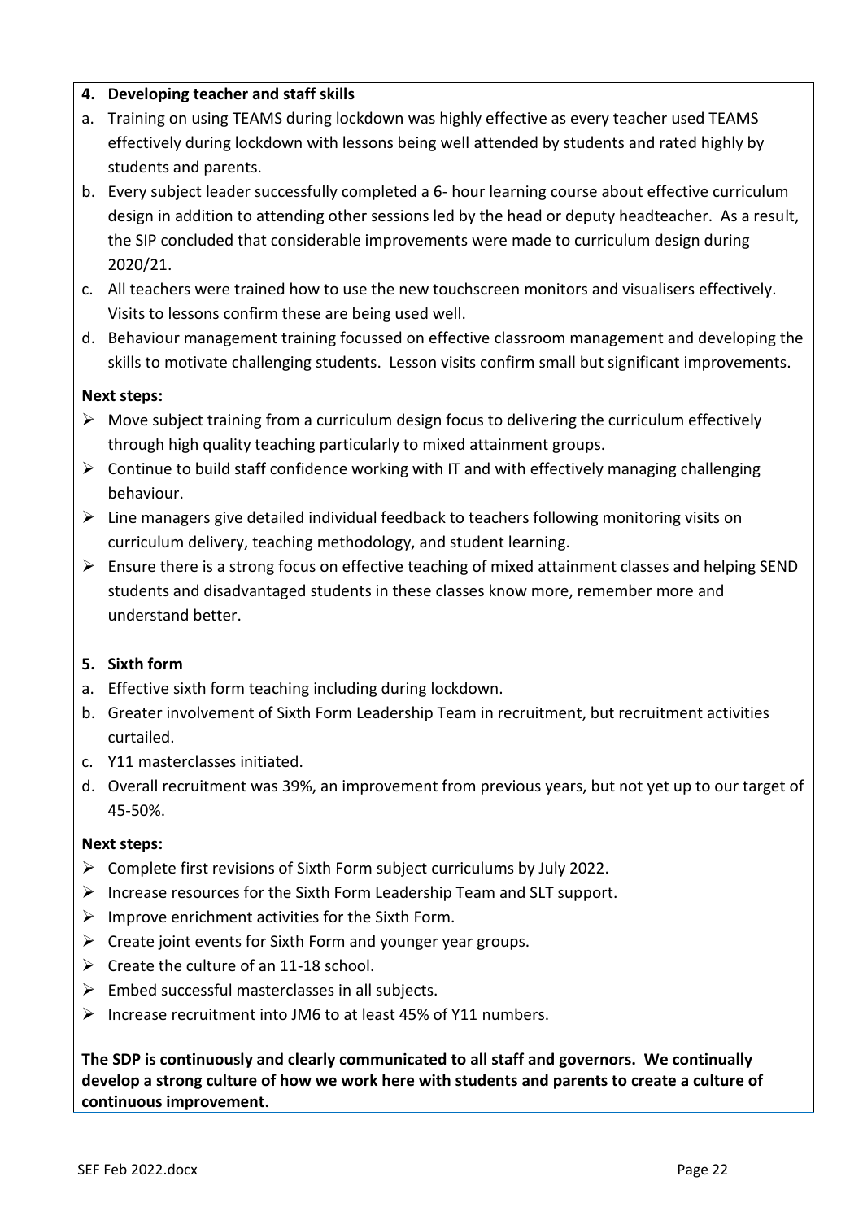**4. Developing teacher and staff skills**

a. Training on using TEAMS during lockdown was highly effective as every teacher used TEAMS effectively during lockdown with lessons being well attended by students and rated highly by students and parents.

b. Every subject leader successfully completed a 6- hour learning course about effective curriculum design in addition to attending other sessions led by the head or deputy headteacher. As a result, the SIP concluded that considerable improvements were made to curriculum design during 2020/21.

c. All teachers were trained how to use the new touchscreen monitors and visualisers effectively. Visits to lessons confirm these are being used well.

d. Behaviour management training focussed on effective classroom management and developing the skills to motivate challenging students. Lesson visits confirm small but significant improvements.

**Next steps:**

- Move subject training from a curriculum design focus to delivering the curriculum effectively through high quality teaching particularly to mixed attainment groups.
- Continue to build staff confidence working with IT and with effectively managing challenging behaviour.
- Line managers give detailed individual feedback to teachers following monitoring visits on curriculum delivery, teaching methodology, and student learning.
- Ensure there is a strong focus on effective teaching of mixed attainment classes and helping SEND students and disadvantaged students in these classes know more, remember more and understand better.

**5. Sixth form**

a. Effective sixth form teaching including during lockdown.

b. Greater involvement of Sixth Form Leadership Team in recruitment, but recruitment activities curtailed.

c. Y11 masterclasses initiated.

d. Overall recruitment was 39%, an improvement from previous years, but not yet up to our target of 45-50%.

**Next steps:**

- Complete first revisions of Sixth Form subject curriculums by July 2022.
- Increase resources for the Sixth Form Leadership Team and SLT support.
- Improve enrichment activities for the Sixth Form.
- Create joint events for Sixth Form and younger year groups.
- Create the culture of an 11-18 school.
- Embed successful masterclasses in all subjects.
- Increase recruitment into JM6 to at least 45% of Y11 numbers.

**The SDP is continuously and clearly communicated to all staff and governors. We continually develop a strong culture of how we work here with students and parents to create a culture of continuous improvement.**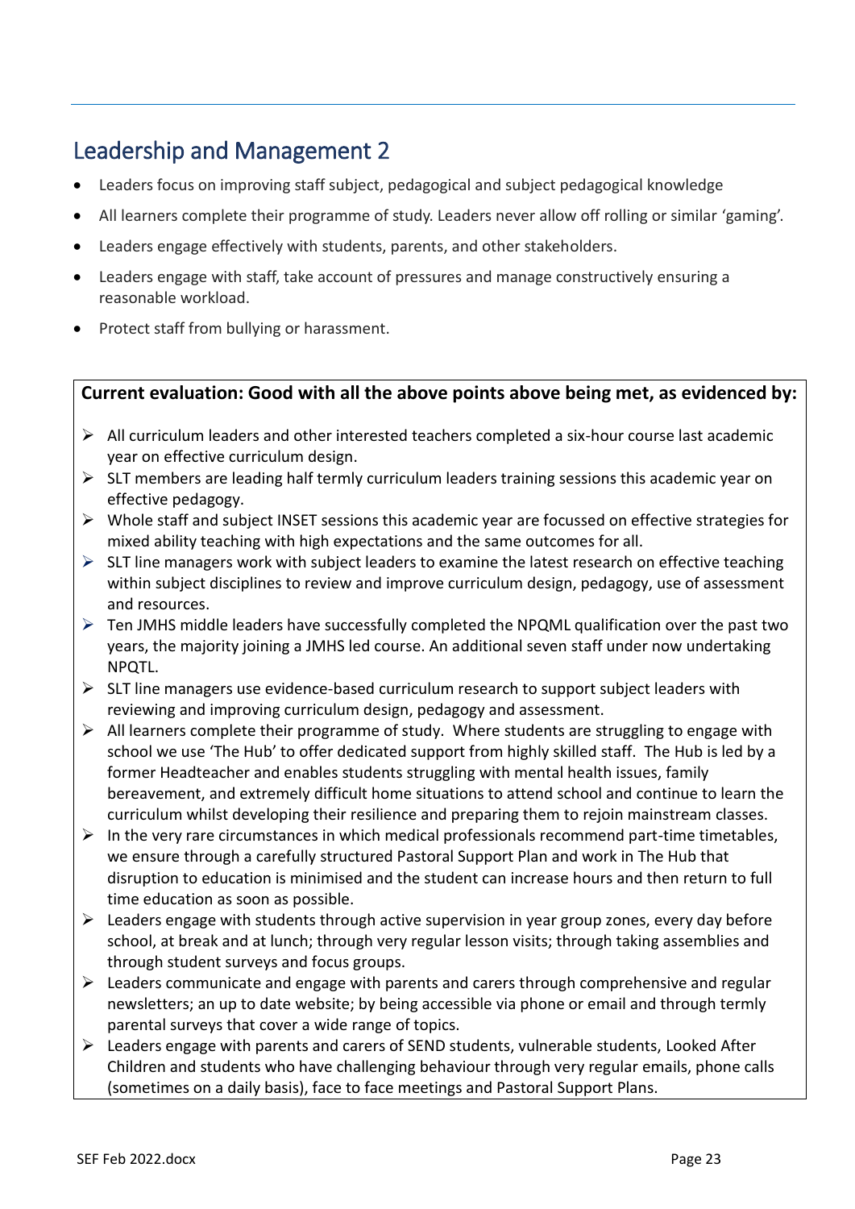## Leadership and Management 2

- Leaders focus on improving staff subject, pedagogical and subject pedagogical knowledge
- All learners complete their programme of study. Leaders never allow off rolling or similar 'gaming'.
- Leaders engage effectively with students, parents, and other stakeholders.
- Leaders engage with staff, take account of pressures and manage constructively ensuring a reasonable workload.
- Protect staff from bullying or harassment.

**Current evaluation: Good with all the above points above being met, as evidenced by:**

- All curriculum leaders and other interested teachers completed a six-hour course last academic year on effective curriculum design.
- SLT members are leading half termly curriculum leaders training sessions this academic year on effective pedagogy.
- Whole staff and subject INSET sessions this academic year are focussed on effective strategies for mixed ability teaching with high expectations and the same outcomes for all.
- SLT line managers work with subject leaders to examine the latest research on effective teaching within subject disciplines to review and improve curriculum design, pedagogy, use of assessment and resources.
- Ten JMHS middle leaders have successfully completed the NPQML qualification over the past two years, the majority joining a JMHS led course. An additional seven staff under now undertaking NPQTL.
- SLT line managers use evidence-based curriculum research to support subject leaders with reviewing and improving curriculum design, pedagogy and assessment.
- All learners complete their programme of study. Where students are struggling to engage with school we use 'The Hub' to offer dedicated support from highly skilled staff. The Hub is led by a former Headteacher and enables students struggling with mental health issues, family bereavement, and extremely difficult home situations to attend school and continue to learn the curriculum whilst developing their resilience and preparing them to rejoin mainstream classes.
- In the very rare circumstances in which medical professionals recommend part-time timetables, we ensure through a carefully structured Pastoral Support Plan and work in The Hub that disruption to education is minimised and the student can increase hours and then return to full time education as soon as possible.
- Leaders engage with students through active supervision in year group zones, every day before school, at break and at lunch; through very regular lesson visits; through taking assemblies and through student surveys and focus groups.
- Leaders communicate and engage with parents and carers through comprehensive and regular newsletters; an up to date website; by being accessible via phone or email and through termly parental surveys that cover a wide range of topics.
- Leaders engage with parents and carers of SEND students, vulnerable students, Looked After Children and students who have challenging behaviour through very regular emails, phone calls (sometimes on a daily basis), face to face meetings and Pastoral Support Plans.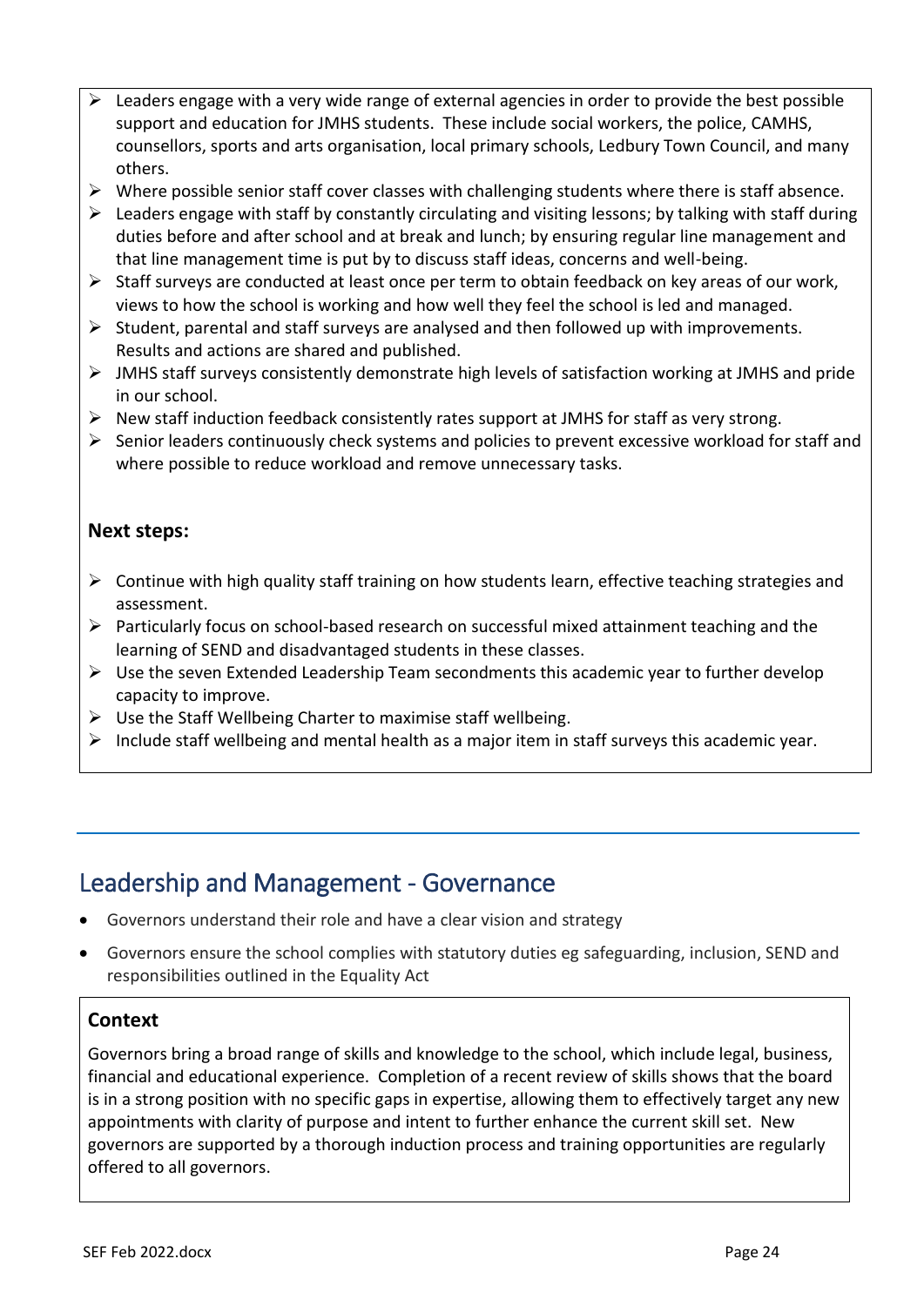- Leaders engage with a very wide range of external agencies in order to provide the best possible support and education for JMHS students. These include social workers, the police, CAMHS, counsellors, sports and arts organisation, local primary schools, Ledbury Town Council, and many others.
- Where possible senior staff cover classes with challenging students where there is staff absence.
- Leaders engage with staff by constantly circulating and visiting lessons; by talking with staff during duties before and after school and at break and lunch; by ensuring regular line management and that line management time is put by to discuss staff ideas, concerns and well-being.
- Staff surveys are conducted at least once per term to obtain feedback on key areas of our work, views to how the school is working and how well they feel the school is led and managed.
- Student, parental and staff surveys are analysed and then followed up with improvements. Results and actions are shared and published.
- JMHS staff surveys consistently demonstrate high levels of satisfaction working at JMHS and pride in our school.
- New staff induction feedback consistently rates support at JMHS for staff as very strong.
- Senior leaders continuously check systems and policies to prevent excessive workload for staff and where possible to reduce workload and remove unnecessary tasks.

**Next steps:**

- Continue with high quality staff training on how students learn, effective teaching strategies and assessment.
- Particularly focus on school-based research on successful mixed attainment teaching and the learning of SEND and disadvantaged students in these classes.
- Use the seven Extended Leadership Team secondments this academic year to further develop capacity to improve.
- Use the Staff Wellbeing Charter to maximise staff wellbeing.
- Include staff wellbeing and mental health as a major item in staff surveys this academic year.

## Leadership and Management - Governance

- Governors understand their role and have a clear vision and strategy
- Governors ensure the school complies with statutory duties eg safeguarding, inclusion, SEND and responsibilities outlined in the Equality Act

**Context**

Governors bring a broad range of skills and knowledge to the school, which include legal, business, financial and educational experience. Completion of a recent review of skills shows that the board is in a strong position with no specific gaps in expertise, allowing them to effectively target any new appointments with clarity of purpose and intent to further enhance the current skill set. New governors are supported by a thorough induction process and training opportunities are regularly offered to all governors.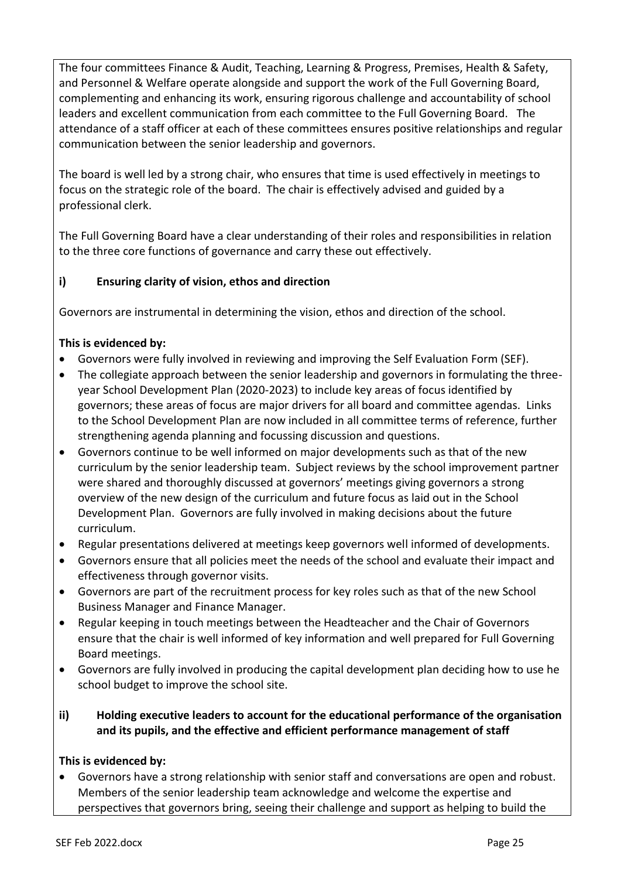The four committees Finance & Audit, Teaching, Learning & Progress, Premises, Health & Safety, and Personnel & Welfare operate alongside and support the work of the Full Governing Board, complementing and enhancing its work, ensuring rigorous challenge and accountability of school leaders and excellent communication from each committee to the Full Governing Board. The attendance of a staff officer at each of these committees ensures positive relationships and regular communication between the senior leadership and governors.

The board is well led by a strong chair, who ensures that time is used effectively in meetings to focus on the strategic role of the board. The chair is effectively advised and guided by a professional clerk.

The Full Governing Board have a clear understanding of their roles and responsibilities in relation to the three core functions of governance and carry these out effectively.

**i) Ensuring clarity of vision, ethos and direction**

Governors are instrumental in determining the vision, ethos and direction of the school.

**This is evidenced by:**

- Governors were fully involved in reviewing and improving the Self Evaluation Form (SEF).
- The collegiate approach between the senior leadership and governors in formulating the three-year School Development Plan (2020-2023) to include key areas of focus identified by governors; these areas of focus are major drivers for all board and committee agendas. Links to the School Development Plan are now included in all committee terms of reference, further strengthening agenda planning and focussing discussion and questions.
- Governors continue to be well informed on major developments such as that of the new curriculum by the senior leadership team. Subject reviews by the school improvement partner were shared and thoroughly discussed at governors' meetings giving governors a strong overview of the new design of the curriculum and future focus as laid out in the School Development Plan. Governors are fully involved in making decisions about the future curriculum.
- Regular presentations delivered at meetings keep governors well informed of developments.
- Governors ensure that all policies meet the needs of the school and evaluate their impact and effectiveness through governor visits.
- Governors are part of the recruitment process for key roles such as that of the new School Business Manager and Finance Manager.
- Regular keeping in touch meetings between the Headteacher and the Chair of Governors ensure that the chair is well informed of key information and well prepared for Full Governing Board meetings.
- Governors are fully involved in producing the capital development plan deciding how to use he school budget to improve the school site.

**ii) Holding executive leaders to account for the educational performance of the organisation and its pupils, and the effective and efficient performance management of staff**

**This is evidenced by:**

- Governors have a strong relationship with senior staff and conversations are open and robust. Members of the senior leadership team acknowledge and welcome the expertise and perspectives that governors bring, seeing their challenge and support as helping to build the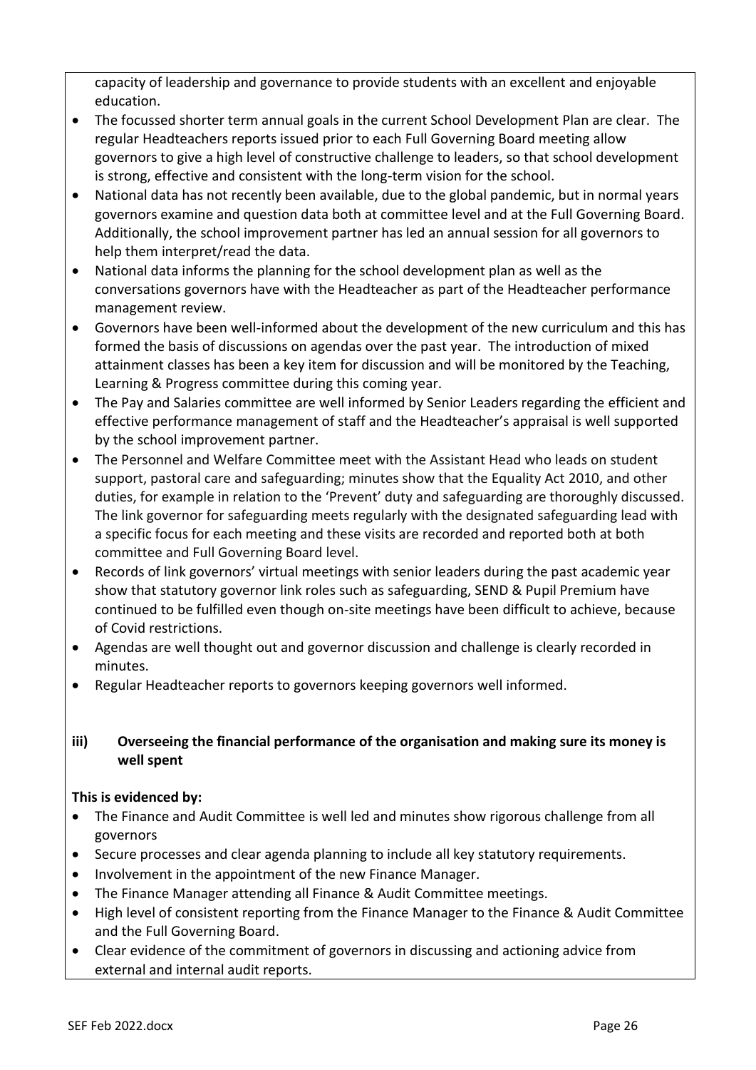capacity of leadership and governance to provide students with an excellent and enjoyable education.

- The focussed shorter term annual goals in the current School Development Plan are clear. The regular Headteachers reports issued prior to each Full Governing Board meeting allow governors to give a high level of constructive challenge to leaders, so that school development is strong, effective and consistent with the long-term vision for the school.
- National data has not recently been available, due to the global pandemic, but in normal years governors examine and question data both at committee level and at the Full Governing Board. Additionally, the school improvement partner has led an annual session for all governors to help them interpret/read the data.
- National data informs the planning for the school development plan as well as the conversations governors have with the Headteacher as part of the Headteacher performance management review.
- Governors have been well-informed about the development of the new curriculum and this has formed the basis of discussions on agendas over the past year. The introduction of mixed attainment classes has been a key item for discussion and will be monitored by the Teaching, Learning & Progress committee during this coming year.
- The Pay and Salaries committee are well informed by Senior Leaders regarding the efficient and effective performance management of staff and the Headteacher's appraisal is well supported by the school improvement partner.
- The Personnel and Welfare Committee meet with the Assistant Head who leads on student support, pastoral care and safeguarding; minutes show that the Equality Act 2010, and other duties, for example in relation to the 'Prevent' duty and safeguarding are thoroughly discussed. The link governor for safeguarding meets regularly with the designated safeguarding lead with a specific focus for each meeting and these visits are recorded and reported both at both committee and Full Governing Board level.
- Records of link governors' virtual meetings with senior leaders during the past academic year show that statutory governor link roles such as safeguarding, SEND & Pupil Premium have continued to be fulfilled even though on-site meetings have been difficult to achieve, because of Covid restrictions.
- Agendas are well thought out and governor discussion and challenge is clearly recorded in minutes.
- Regular Headteacher reports to governors keeping governors well informed.

**iii) Overseeing the financial performance of the organisation and making sure its money is well spent**

**This is evidenced by:**

- The Finance and Audit Committee is well led and minutes show rigorous challenge from all governors
- Secure processes and clear agenda planning to include all key statutory requirements.
- Involvement in the appointment of the new Finance Manager.
- The Finance Manager attending all Finance & Audit Committee meetings.
- High level of consistent reporting from the Finance Manager to the Finance & Audit Committee and the Full Governing Board.
- Clear evidence of the commitment of governors in discussing and actioning advice from external and internal audit reports.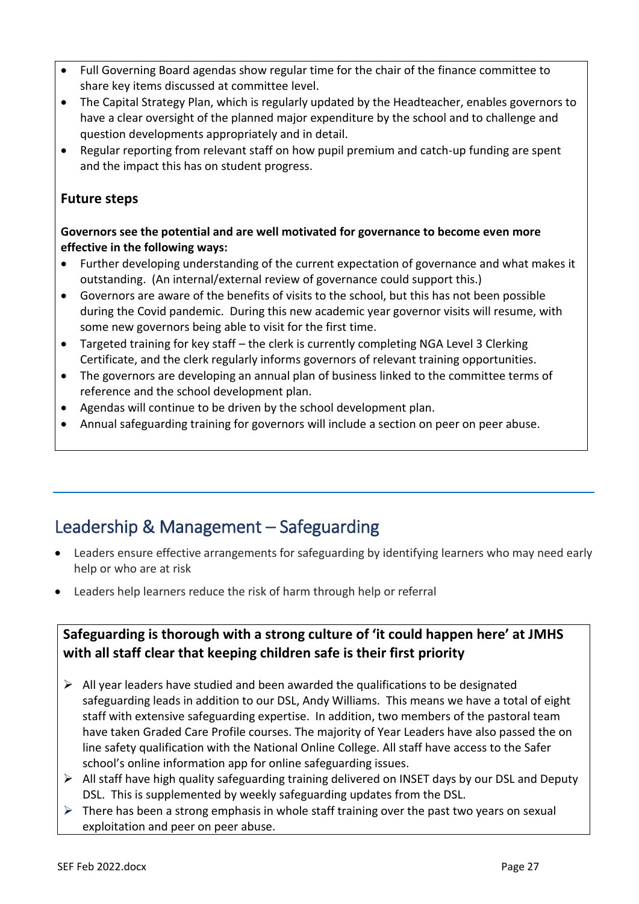- Full Governing Board agendas show regular time for the chair of the finance committee to share key items discussed at committee level.
- The Capital Strategy Plan, which is regularly updated by the Headteacher, enables governors to have a clear oversight of the planned major expenditure by the school and to challenge and question developments appropriately and in detail.
- Regular reporting from relevant staff on how pupil premium and catch-up funding are spent and the impact this has on student progress.

### Future steps

**Governors see the potential and are well motivated for governance to become even more effective in the following ways:**

- Further developing understanding of the current expectation of governance and what makes it outstanding. (An internal/external review of governance could support this.)
- Governors are aware of the benefits of visits to the school, but this has not been possible during the Covid pandemic. During this new academic year governor visits will resume, with some new governors being able to visit for the first time.
- Targeted training for key staff – the clerk is currently completing NGA Level 3 Clerking Certificate, and the clerk regularly informs governors of relevant training opportunities.
- The governors are developing an annual plan of business linked to the committee terms of reference and the school development plan.
- Agendas will continue to be driven by the school development plan.
- Annual safeguarding training for governors will include a section on peer on peer abuse.

## Leadership & Management – Safeguarding

- Leaders ensure effective arrangements for safeguarding by identifying learners who may need early help or who are at risk
- Leaders help learners reduce the risk of harm through help or referral

### Safeguarding is thorough with a strong culture of 'it could happen here' at JMHS with all staff clear that keeping children safe is their first priority

- All year leaders have studied and been awarded the qualifications to be designated safeguarding leads in addition to our DSL, Andy Williams. This means we have a total of eight staff with extensive safeguarding expertise. In addition, two members of the pastoral team have taken Graded Care Profile courses. The majority of Year Leaders have also passed the on line safety qualification with the National Online College. All staff have access to the Safer school's online information app for online safeguarding issues.
- All staff have high quality safeguarding training delivered on INSET days by our DSL and Deputy DSL. This is supplemented by weekly safeguarding updates from the DSL.
- There has been a strong emphasis in whole staff training over the past two years on sexual exploitation and peer on peer abuse.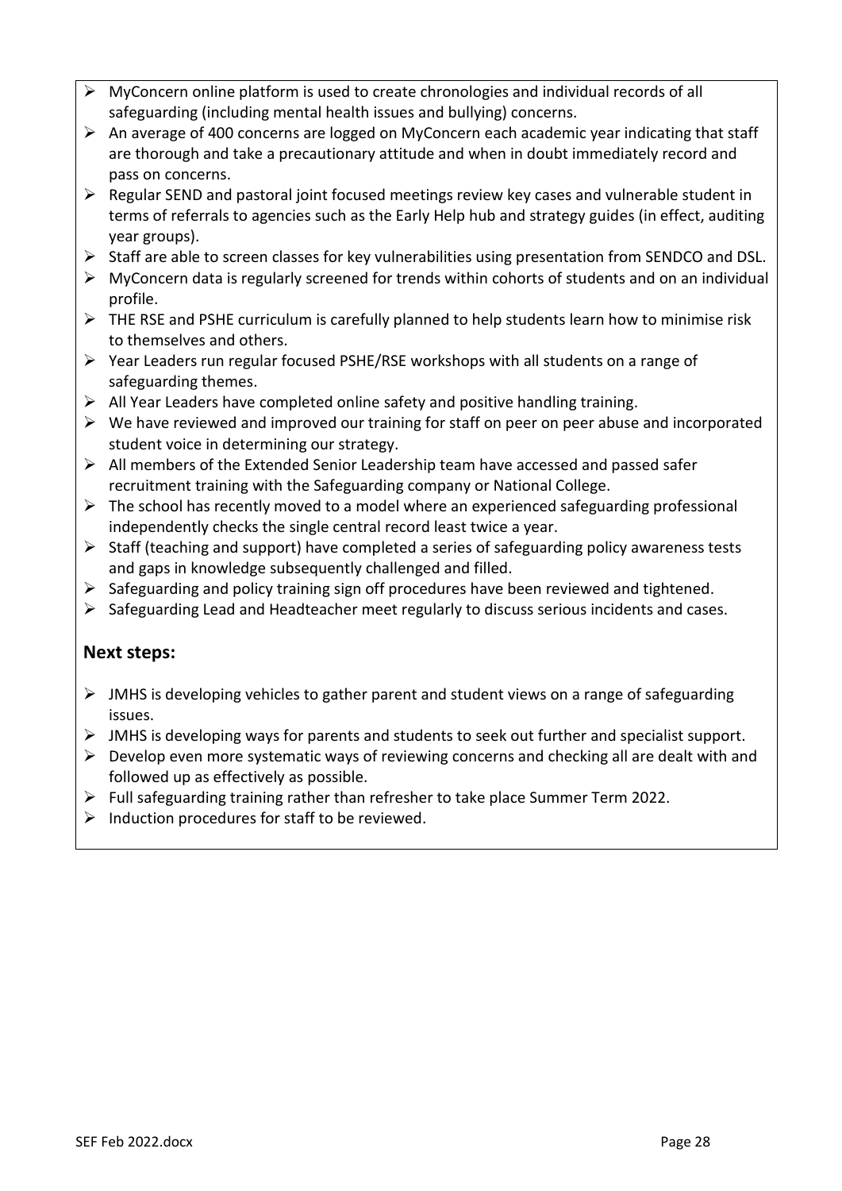- MyConcern online platform is used to create chronologies and individual records of all safeguarding (including mental health issues and bullying) concerns.
- An average of 400 concerns are logged on MyConcern each academic year indicating that staff are thorough and take a precautionary attitude and when in doubt immediately record and pass on concerns.
- Regular SEND and pastoral joint focused meetings review key cases and vulnerable student in terms of referrals to agencies such as the Early Help hub and strategy guides (in effect, auditing year groups).
- Staff are able to screen classes for key vulnerabilities using presentation from SENDCO and DSL.
- MyConcern data is regularly screened for trends within cohorts of students and on an individual profile.
- THE RSE and PSHE curriculum is carefully planned to help students learn how to minimise risk to themselves and others.
- Year Leaders run regular focused PSHE/RSE workshops with all students on a range of safeguarding themes.
- All Year Leaders have completed online safety and positive handling training.
- We have reviewed and improved our training for staff on peer on peer abuse and incorporated student voice in determining our strategy.
- All members of the Extended Senior Leadership team have accessed and passed safer recruitment training with the Safeguarding company or National College.
- The school has recently moved to a model where an experienced safeguarding professional independently checks the single central record least twice a year.
- Staff (teaching and support) have completed a series of safeguarding policy awareness tests and gaps in knowledge subsequently challenged and filled.
- Safeguarding and policy training sign off procedures have been reviewed and tightened.
- Safeguarding Lead and Headteacher meet regularly to discuss serious incidents and cases.

## Next steps:

- JMHS is developing vehicles to gather parent and student views on a range of safeguarding issues.
- JMHS is developing ways for parents and students to seek out further and specialist support.
- Develop even more systematic ways of reviewing concerns and checking all are dealt with and followed up as effectively as possible.
- Full safeguarding training rather than refresher to take place Summer Term 2022.
- Induction procedures for staff to be reviewed.